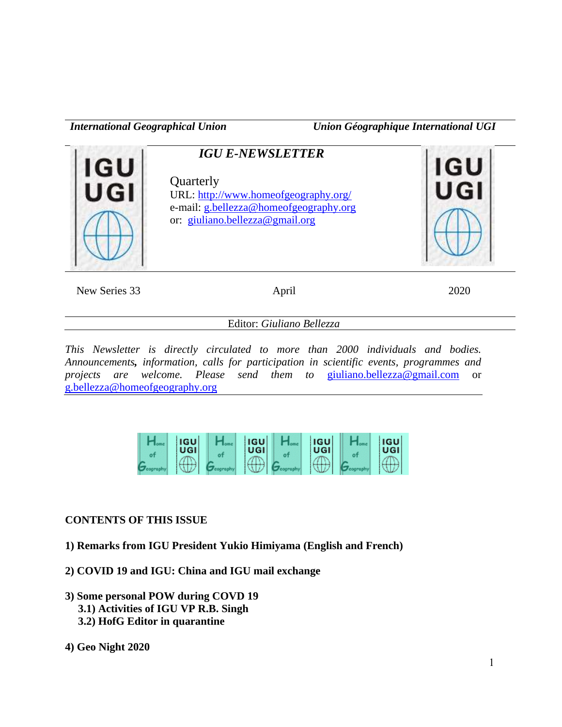*International Geographical Union* *Union Géographique International UGI*

## *IGU E-NEWSLETTER*

Quarterly
URL: http://www.homeofgeography.org/
e-mail: g.bellezza@homeofgeography.org
or: giuliano.bellezza@gmail.org

New Series 33 April 2020

Editor: *Giuliano Bellezza*

*This Newsletter is directly circulated to more than 2000 individuals and bodies. Announcements, information, calls for participation in scientific events, programmes and projects are welcome. Please send them to* giuliano.bellezza@gmail.com *or* g.bellezza@homeofgeography.org

**CONTENTS OF THIS ISSUE**

**1) Remarks from IGU President Yukio Himiyama (English and French)**

**2) COVID 19 and IGU: China and IGU mail exchange**

**3) Some personal POW during COVD 19**
   **3.1) Activities of IGU VP R.B. Singh**
   **3.2) HofG Editor in quarantine**

**4) Geo Night 2020**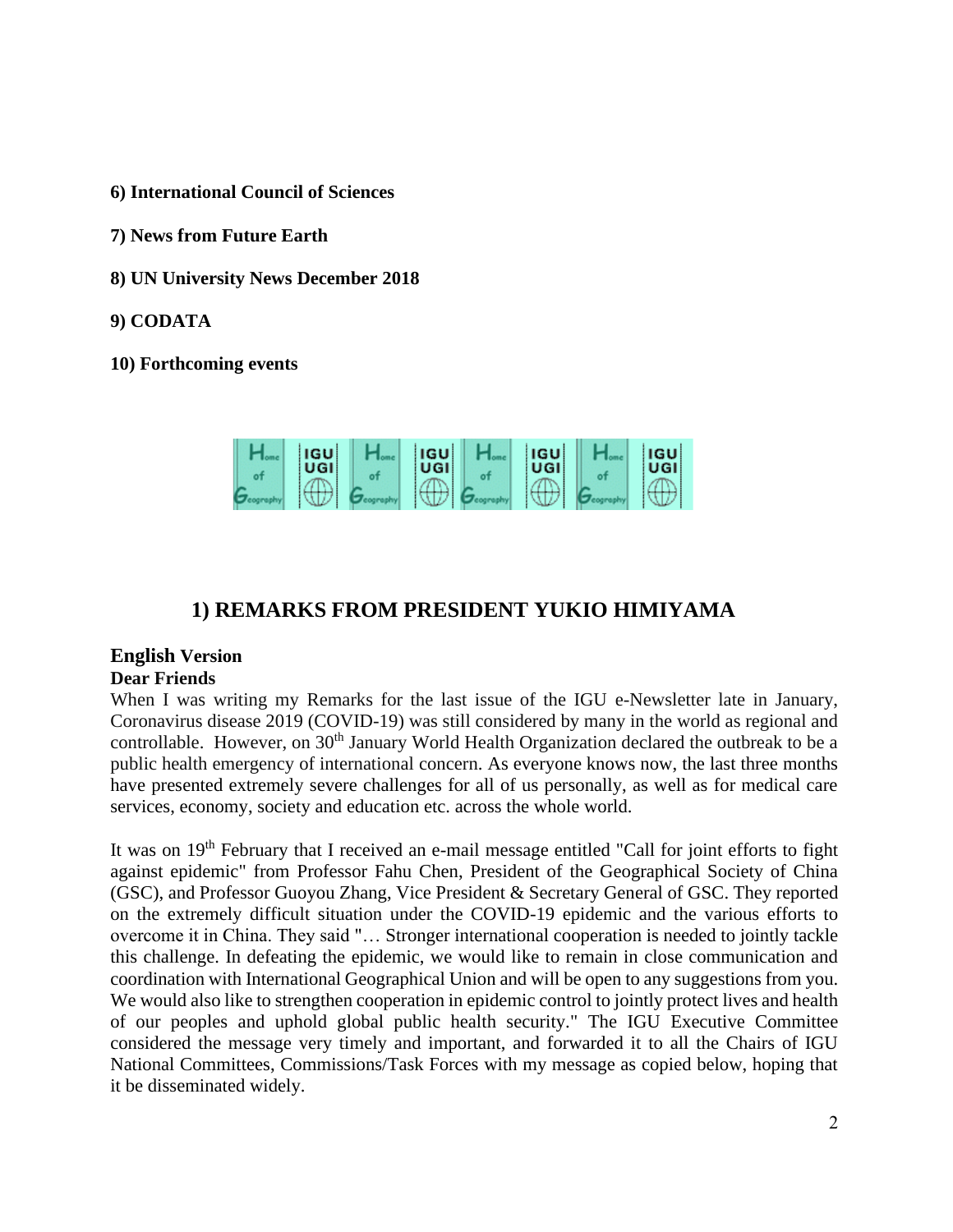**6) International Council of Sciences**

**7) News from Future Earth**

**8) UN University News December 2018**

**9) CODATA**

**10) Forthcoming events**

## 1) REMARKS FROM PRESIDENT YUKIO HIMIYAMA

**English Version**

**Dear Friends**

When I was writing my Remarks for the last issue of the IGU e-Newsletter late in January, Coronavirus disease 2019 (COVID-19) was still considered by many in the world as regional and controllable. However, on 30th January World Health Organization declared the outbreak to be a public health emergency of international concern. As everyone knows now, the last three months have presented extremely severe challenges for all of us personally, as well as for medical care services, economy, society and education etc. across the whole world.

It was on 19th February that I received an e-mail message entitled "Call for joint efforts to fight against epidemic" from Professor Fahu Chen, President of the Geographical Society of China (GSC), and Professor Guoyou Zhang, Vice President & Secretary General of GSC. They reported on the extremely difficult situation under the COVID-19 epidemic and the various efforts to overcome it in China. They said "… Stronger international cooperation is needed to jointly tackle this challenge. In defeating the epidemic, we would like to remain in close communication and coordination with International Geographical Union and will be open to any suggestions from you. We would also like to strengthen cooperation in epidemic control to jointly protect lives and health of our peoples and uphold global public health security." The IGU Executive Committee considered the message very timely and important, and forwarded it to all the Chairs of IGU National Committees, Commissions/Task Forces with my message as copied below, hoping that it be disseminated widely.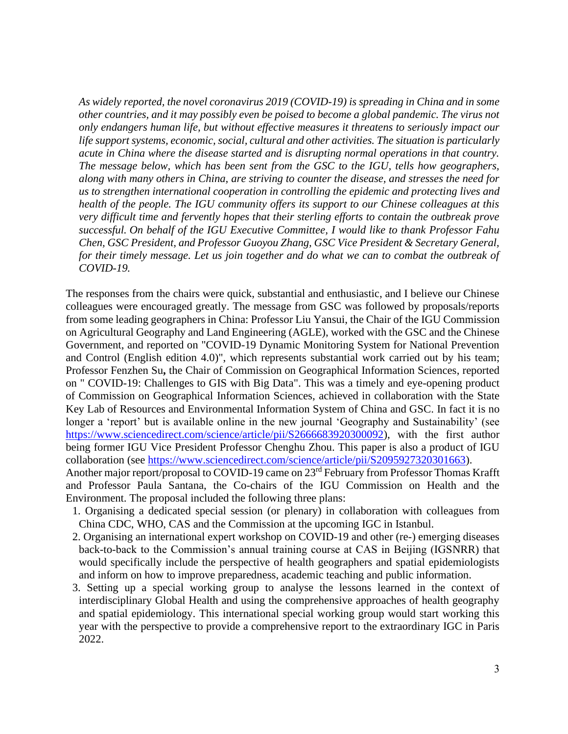*As widely reported, the novel coronavirus 2019 (COVID-19) is spreading in China and in some other countries, and it may possibly even be poised to become a global pandemic. The virus not only endangers human life, but without effective measures it threatens to seriously impact our life support systems, economic, social, cultural and other activities. The situation is particularly acute in China where the disease started and is disrupting normal operations in that country. The message below, which has been sent from the GSC to the IGU, tells how geographers, along with many others in China, are striving to counter the disease, and stresses the need for us to strengthen international cooperation in controlling the epidemic and protecting lives and health of the people. The IGU community offers its support to our Chinese colleagues at this very difficult time and fervently hopes that their sterling efforts to contain the outbreak prove successful. On behalf of the IGU Executive Committee, I would like to thank Professor Fahu Chen, GSC President, and Professor Guoyou Zhang, GSC Vice President & Secretary General, for their timely message. Let us join together and do what we can to combat the outbreak of COVID-19.*

The responses from the chairs were quick, substantial and enthusiastic, and I believe our Chinese colleagues were encouraged greatly. The message from GSC was followed by proposals/reports from some leading geographers in China: Professor Liu Yansui, the Chair of the IGU Commission on Agricultural Geography and Land Engineering (AGLE), worked with the GSC and the Chinese Government, and reported on "COVID-19 Dynamic Monitoring System for National Prevention and Control (English edition 4.0)", which represents substantial work carried out by his team; Professor Fenzhen Su**,** the Chair of Commission on Geographical Information Sciences, reported on " COVID-19: Challenges to GIS with Big Data". This was a timely and eye-opening product of Commission on Geographical Information Sciences, achieved in collaboration with the State Key Lab of Resources and Environmental Information System of China and GSC. In fact it is no longer a 'report' but is available online in the new journal 'Geography and Sustainability' (see https://www.sciencedirect.com/science/article/pii/S2666683920300092), with the first author being former IGU Vice President Professor Chenghu Zhou. This paper is also a product of IGU collaboration (see https://www.sciencedirect.com/science/article/pii/S2095927320301663).
Another major report/proposal to COVID-19 came on 23rd February from Professor Thomas Krafft and Professor Paula Santana, the Co-chairs of the IGU Commission on Health and the Environment. The proposal included the following three plans:

1. Organising a dedicated special session (or plenary) in collaboration with colleagues from China CDC, WHO, CAS and the Commission at the upcoming IGC in Istanbul.
2. Organising an international expert workshop on COVID-19 and other (re-) emerging diseases back-to-back to the Commission's annual training course at CAS in Beijing (IGSNRR) that would specifically include the perspective of health geographers and spatial epidemiologists and inform on how to improve preparedness, academic teaching and public information.
3. Setting up a special working group to analyse the lessons learned in the context of interdisciplinary Global Health and using the comprehensive approaches of health geography and spatial epidemiology. This international special working group would start working this year with the perspective to provide a comprehensive report to the extraordinary IGC in Paris 2022.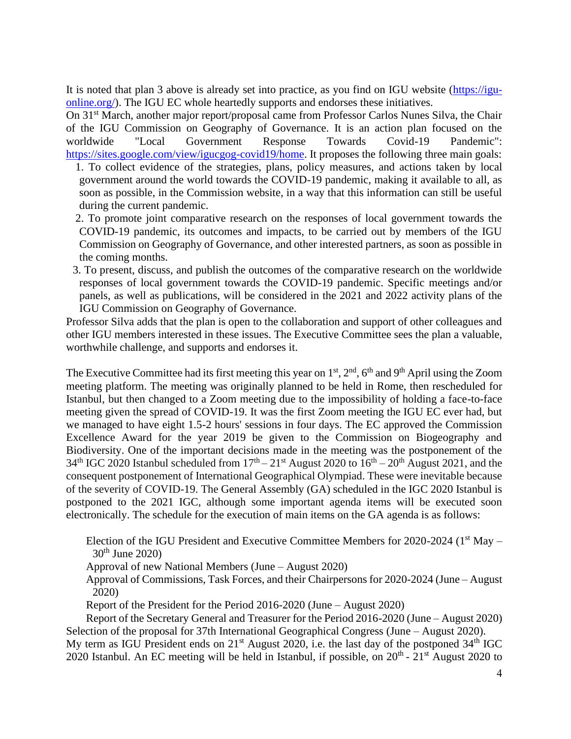It is noted that plan 3 above is already set into practice, as you find on IGU website (https://igu-online.org/). The IGU EC whole heartedly supports and endorses these initiatives.

On 31st March, another major report/proposal came from Professor Carlos Nunes Silva, the Chair of the IGU Commission on Geography of Governance. It is an action plan focused on the worldwide "Local Government Response Towards Covid-19 Pandemic": https://sites.google.com/view/igucgog-covid19/home. It proposes the following three main goals:

1. To collect evidence of the strategies, plans, policy measures, and actions taken by local government around the world towards the COVID-19 pandemic, making it available to all, as soon as possible, in the Commission website, in a way that this information can still be useful during the current pandemic.
2. To promote joint comparative research on the responses of local government towards the COVID-19 pandemic, its outcomes and impacts, to be carried out by members of the IGU Commission on Geography of Governance, and other interested partners, as soon as possible in the coming months.
3. To present, discuss, and publish the outcomes of the comparative research on the worldwide responses of local government towards the COVID-19 pandemic. Specific meetings and/or panels, as well as publications, will be considered in the 2021 and 2022 activity plans of the IGU Commission on Geography of Governance.

Professor Silva adds that the plan is open to the collaboration and support of other colleagues and other IGU members interested in these issues. The Executive Committee sees the plan a valuable, worthwhile challenge, and supports and endorses it.

The Executive Committee had its first meeting this year on 1st, 2nd, 6th and 9th April using the Zoom meeting platform. The meeting was originally planned to be held in Rome, then rescheduled for Istanbul, but then changed to a Zoom meeting due to the impossibility of holding a face-to-face meeting given the spread of COVID-19. It was the first Zoom meeting the IGU EC ever had, but we managed to have eight 1.5-2 hours' sessions in four days. The EC approved the Commission Excellence Award for the year 2019 be given to the Commission on Biogeography and Biodiversity. One of the important decisions made in the meeting was the postponement of the 34th IGC 2020 Istanbul scheduled from 17th – 21st August 2020 to 16th – 20th August 2021, and the consequent postponement of International Geographical Olympiad. These were inevitable because of the severity of COVID-19. The General Assembly (GA) scheduled in the IGC 2020 Istanbul is postponed to the 2021 IGC, although some important agenda items will be executed soon electronically. The schedule for the execution of main items on the GA agenda is as follows:

Election of the IGU President and Executive Committee Members for 2020-2024 (1st May – 30th June 2020)

Approval of new National Members (June – August 2020)

Approval of Commissions, Task Forces, and their Chairpersons for 2020-2024 (June – August 2020)

Report of the President for the Period 2016-2020 (June – August 2020)

Report of the Secretary General and Treasurer for the Period 2016-2020 (June – August 2020)

Selection of the proposal for 37th International Geographical Congress (June – August 2020).

My term as IGU President ends on 21st August 2020, i.e. the last day of the postponed 34th IGC 2020 Istanbul. An EC meeting will be held in Istanbul, if possible, on 20th - 21st August 2020 to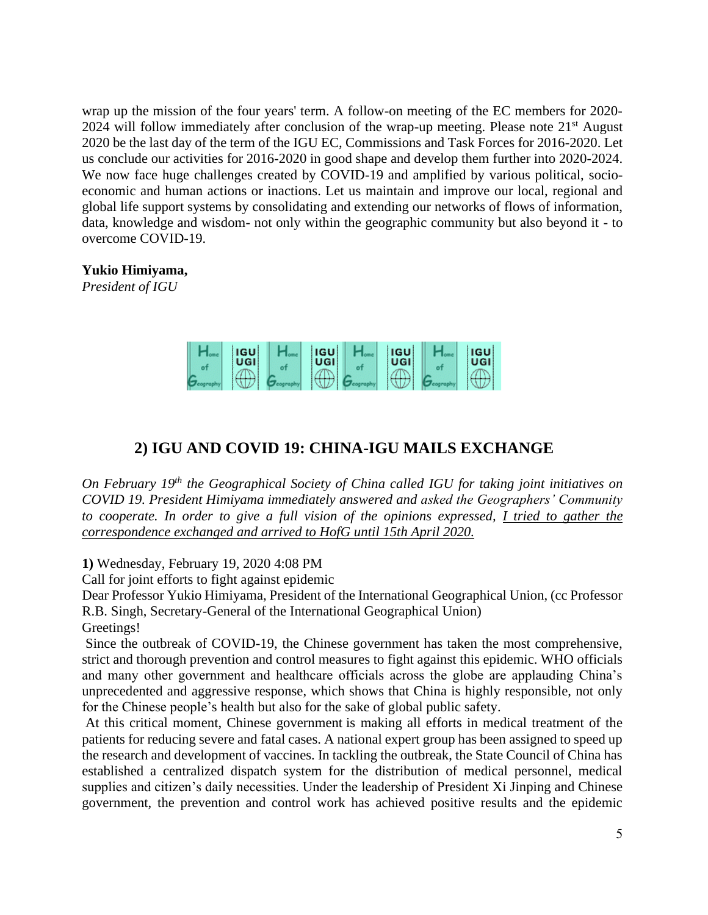wrap up the mission of the four years' term. A follow-on meeting of the EC members for 2020-2024 will follow immediately after conclusion of the wrap-up meeting. Please note 21st August 2020 be the last day of the term of the IGU EC, Commissions and Task Forces for 2016-2020. Let us conclude our activities for 2016-2020 in good shape and develop them further into 2020-2024. We now face huge challenges created by COVID-19 and amplified by various political, socio-economic and human actions or inactions. Let us maintain and improve our local, regional and global life support systems by consolidating and extending our networks of flows of information, data, knowledge and wisdom- not only within the geographic community but also beyond it - to overcome COVID-19.

**Yukio Himiyama,**
*President of IGU*

## 2) IGU AND COVID 19: CHINA-IGU MAILS EXCHANGE

*On February 19th the Geographical Society of China called IGU for taking joint initiatives on COVID 19. President Himiyama immediately answered and asked the Geographers' Community to cooperate. In order to give a full vision of the opinions expressed,* <u>*I tried to gather the correspondence exchanged and arrived to HofG until 15th April 2020.*</u>

**1)** Wednesday, February 19, 2020 4:08 PM
Call for joint efforts to fight against epidemic
Dear Professor Yukio Himiyama, President of the International Geographical Union, (cc Professor R.B. Singh, Secretary-General of the International Geographical Union)
Greetings!

Since the outbreak of COVID-19, the Chinese government has taken the most comprehensive, strict and thorough prevention and control measures to fight against this epidemic. WHO officials and many other government and healthcare officials across the globe are applauding China's unprecedented and aggressive response, which shows that China is highly responsible, not only for the Chinese people's health but also for the sake of global public safety.

At this critical moment, Chinese government is making all efforts in medical treatment of the patients for reducing severe and fatal cases. A national expert group has been assigned to speed up the research and development of vaccines. In tackling the outbreak, the State Council of China has established a centralized dispatch system for the distribution of medical personnel, medical supplies and citizen's daily necessities. Under the leadership of President Xi Jinping and Chinese government, the prevention and control work has achieved positive results and the epidemic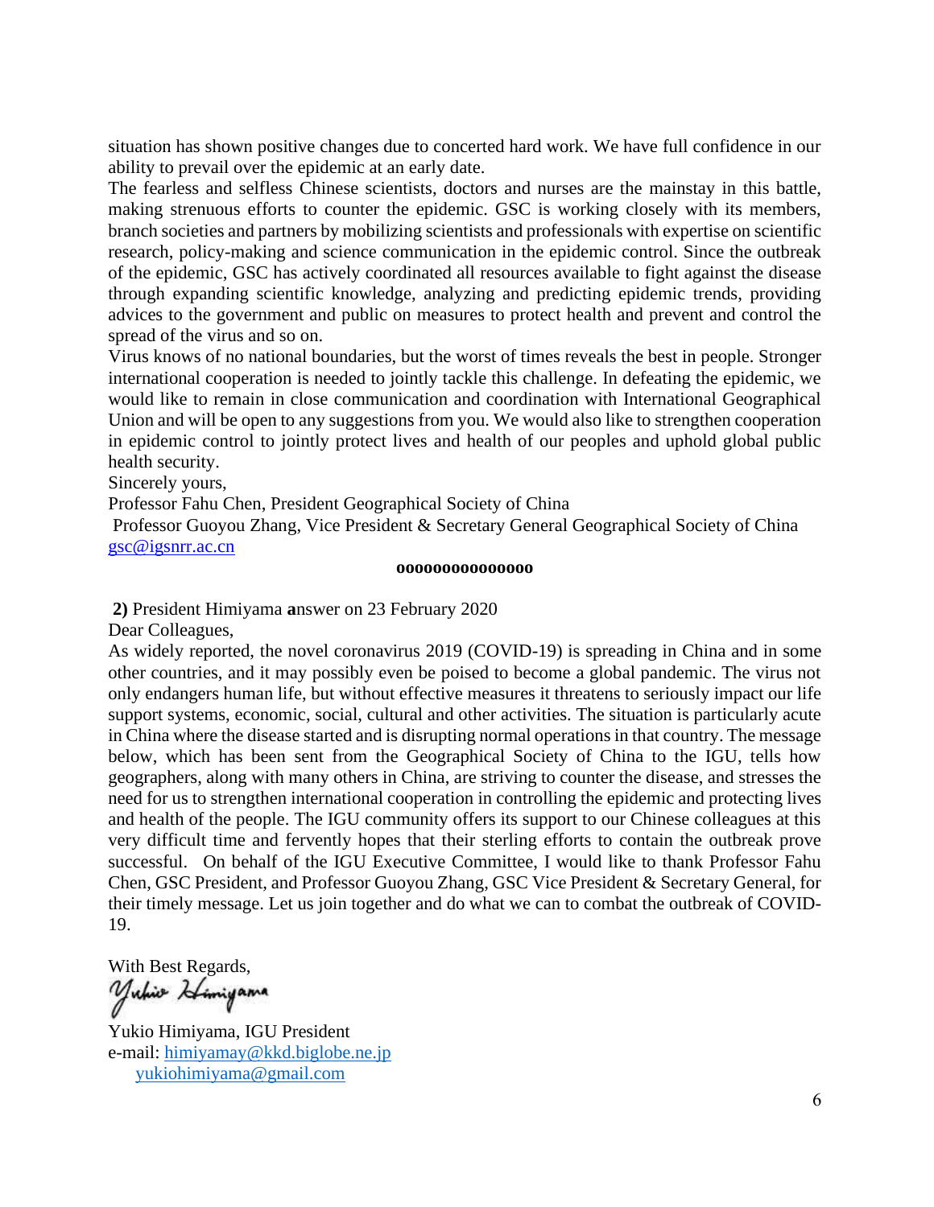situation has shown positive changes due to concerted hard work. We have full confidence in our ability to prevail over the epidemic at an early date.

The fearless and selfless Chinese scientists, doctors and nurses are the mainstay in this battle, making strenuous efforts to counter the epidemic. GSC is working closely with its members, branch societies and partners by mobilizing scientists and professionals with expertise on scientific research, policy-making and science communication in the epidemic control. Since the outbreak of the epidemic, GSC has actively coordinated all resources available to fight against the disease through expanding scientific knowledge, analyzing and predicting epidemic trends, providing advices to the government and public on measures to protect health and prevent and control the spread of the virus and so on.

Virus knows of no national boundaries, but the worst of times reveals the best in people. Stronger international cooperation is needed to jointly tackle this challenge. In defeating the epidemic, we would like to remain in close communication and coordination with International Geographical Union and will be open to any suggestions from you. We would also like to strengthen cooperation in epidemic control to jointly protect lives and health of our peoples and uphold global public health security.

Sincerely yours,

Professor Fahu Chen, President Geographical Society of China

Professor Guoyou Zhang, Vice President & Secretary General Geographical Society of China

gsc@igsnrr.ac.cn

**ooooooooooooooo**

**2)** President Himiyama **a**nswer on 23 February 2020

Dear Colleagues,

As widely reported, the novel coronavirus 2019 (COVID-19) is spreading in China and in some other countries, and it may possibly even be poised to become a global pandemic. The virus not only endangers human life, but without effective measures it threatens to seriously impact our life support systems, economic, social, cultural and other activities. The situation is particularly acute in China where the disease started and is disrupting normal operations in that country. The message below, which has been sent from the Geographical Society of China to the IGU, tells how geographers, along with many others in China, are striving to counter the disease, and stresses the need for us to strengthen international cooperation in controlling the epidemic and protecting lives and health of the people. The IGU community offers its support to our Chinese colleagues at this very difficult time and fervently hopes that their sterling efforts to contain the outbreak prove successful. On behalf of the IGU Executive Committee, I would like to thank Professor Fahu Chen, GSC President, and Professor Guoyou Zhang, GSC Vice President & Secretary General, for their timely message. Let us join together and do what we can to combat the outbreak of COVID-19.

With Best Regards,

Yukio Himiyama

Yukio Himiyama, IGU President

e-mail: himiyamay@kkd.biglobe.ne.jp

yukiohimiyama@gmail.com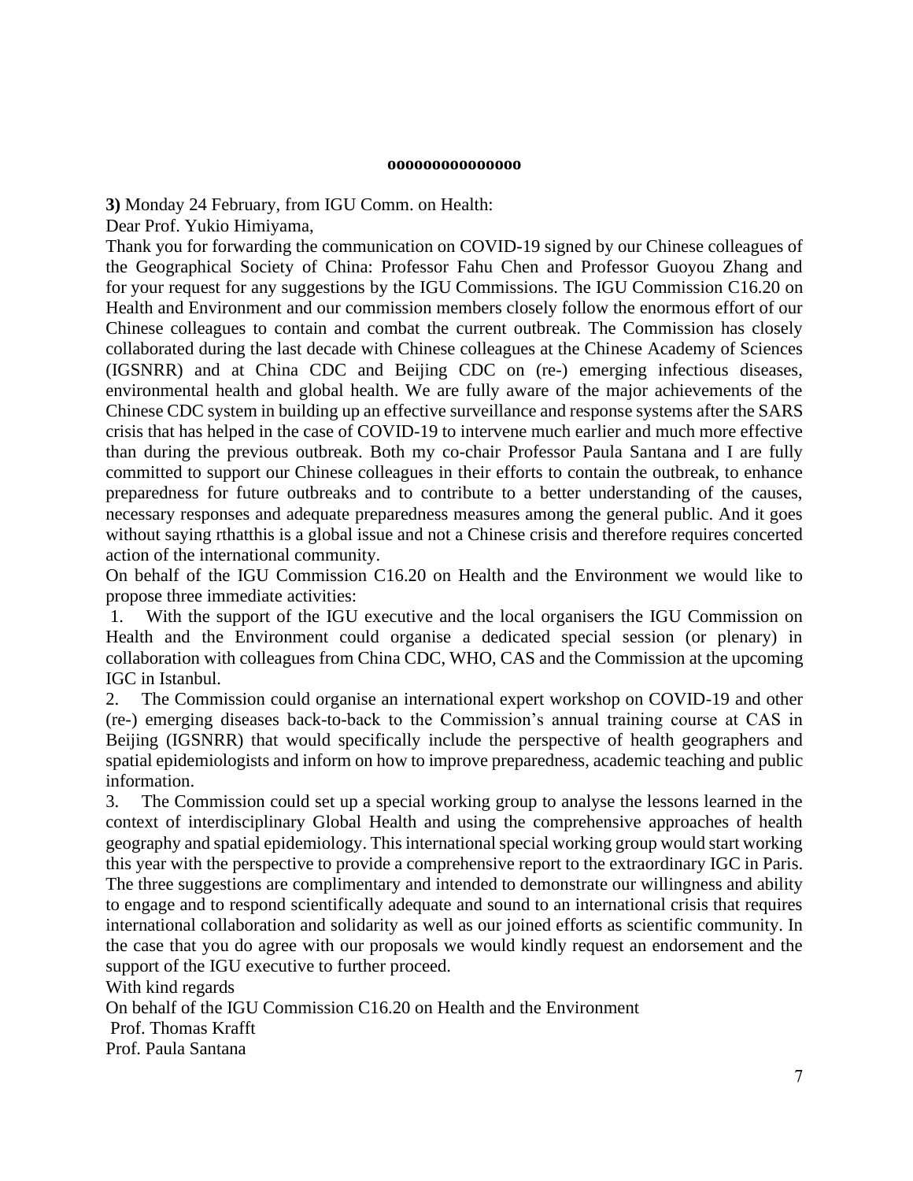**ooooooooooooooo**

**3)** Monday 24 February, from IGU Comm. on Health:

Dear Prof. Yukio Himiyama,

Thank you for forwarding the communication on COVID-19 signed by our Chinese colleagues of the Geographical Society of China: Professor Fahu Chen and Professor Guoyou Zhang and for your request for any suggestions by the IGU Commissions. The IGU Commission C16.20 on Health and Environment and our commission members closely follow the enormous effort of our Chinese colleagues to contain and combat the current outbreak. The Commission has closely collaborated during the last decade with Chinese colleagues at the Chinese Academy of Sciences (IGSNRR) and at China CDC and Beijing CDC on (re-) emerging infectious diseases, environmental health and global health. We are fully aware of the major achievements of the Chinese CDC system in building up an effective surveillance and response systems after the SARS crisis that has helped in the case of COVID-19 to intervene much earlier and much more effective than during the previous outbreak. Both my co-chair Professor Paula Santana and I are fully committed to support our Chinese colleagues in their efforts to contain the outbreak, to enhance preparedness for future outbreaks and to contribute to a better understanding of the causes, necessary responses and adequate preparedness measures among the general public. And it goes without saying rthatthis is a global issue and not a Chinese crisis and therefore requires concerted action of the international community.

On behalf of the IGU Commission C16.20 on Health and the Environment we would like to propose three immediate activities:

1. With the support of the IGU executive and the local organisers the IGU Commission on Health and the Environment could organise a dedicated special session (or plenary) in collaboration with colleagues from China CDC, WHO, CAS and the Commission at the upcoming IGC in Istanbul.
2. The Commission could organise an international expert workshop on COVID-19 and other (re-) emerging diseases back-to-back to the Commission's annual training course at CAS in Beijing (IGSNRR) that would specifically include the perspective of health geographers and spatial epidemiologists and inform on how to improve preparedness, academic teaching and public information.
3. The Commission could set up a special working group to analyse the lessons learned in the context of interdisciplinary Global Health and using the comprehensive approaches of health geography and spatial epidemiology. This international special working group would start working this year with the perspective to provide a comprehensive report to the extraordinary IGC in Paris.

The three suggestions are complimentary and intended to demonstrate our willingness and ability to engage and to respond scientifically adequate and sound to an international crisis that requires international collaboration and solidarity as well as our joined efforts as scientific community. In the case that you do agree with our proposals we would kindly request an endorsement and the support of the IGU executive to further proceed.

With kind regards

On behalf of the IGU Commission C16.20 on Health and the Environment

Prof. Thomas Krafft

Prof. Paula Santana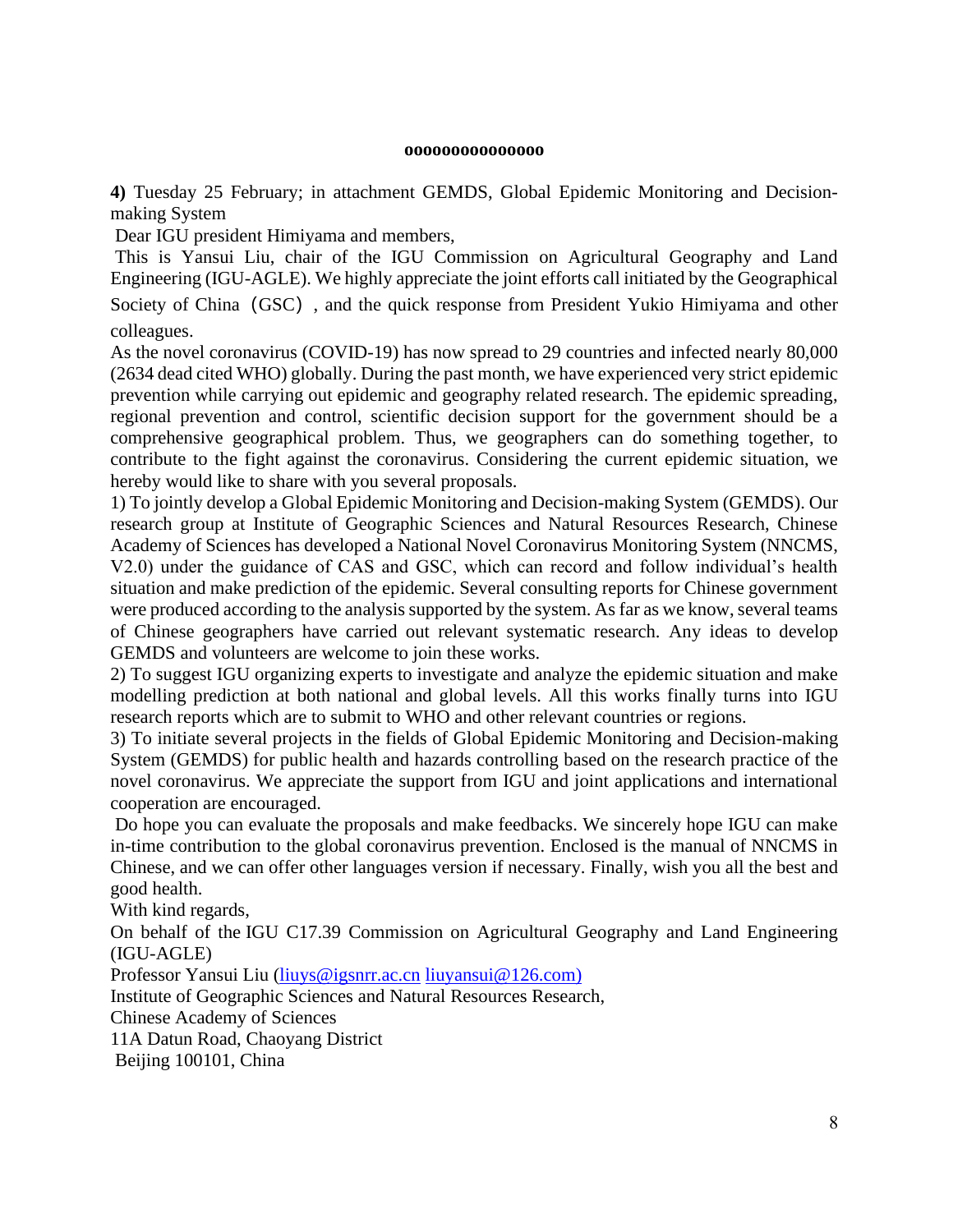**ooooooooooooooo**

**4)** Tuesday 25 February; in attachment GEMDS, Global Epidemic Monitoring and Decision-making System

Dear IGU president Himiyama and members,

This is Yansui Liu, chair of the IGU Commission on Agricultural Geography and Land Engineering (IGU-AGLE). We highly appreciate the joint efforts call initiated by the Geographical Society of China（GSC）, and the quick response from President Yukio Himiyama and other colleagues.

As the novel coronavirus (COVID-19) has now spread to 29 countries and infected nearly 80,000 (2634 dead cited WHO) globally. During the past month, we have experienced very strict epidemic prevention while carrying out epidemic and geography related research. The epidemic spreading, regional prevention and control, scientific decision support for the government should be a comprehensive geographical problem. Thus, we geographers can do something together, to contribute to the fight against the coronavirus. Considering the current epidemic situation, we hereby would like to share with you several proposals.

1) To jointly develop a Global Epidemic Monitoring and Decision-making System (GEMDS). Our research group at Institute of Geographic Sciences and Natural Resources Research, Chinese Academy of Sciences has developed a National Novel Coronavirus Monitoring System (NNCMS, V2.0) under the guidance of CAS and GSC, which can record and follow individual's health situation and make prediction of the epidemic. Several consulting reports for Chinese government were produced according to the analysis supported by the system. As far as we know, several teams of Chinese geographers have carried out relevant systematic research. Any ideas to develop GEMDS and volunteers are welcome to join these works.

2) To suggest IGU organizing experts to investigate and analyze the epidemic situation and make modelling prediction at both national and global levels. All this works finally turns into IGU research reports which are to submit to WHO and other relevant countries or regions.

3) To initiate several projects in the fields of Global Epidemic Monitoring and Decision-making System (GEMDS) for public health and hazards controlling based on the research practice of the novel coronavirus. We appreciate the support from IGU and joint applications and international cooperation are encouraged.

Do hope you can evaluate the proposals and make feedbacks. We sincerely hope IGU can make in-time contribution to the global coronavirus prevention. Enclosed is the manual of NNCMS in Chinese, and we can offer other languages version if necessary. Finally, wish you all the best and good health.

With kind regards,

On behalf of the IGU C17.39 Commission on Agricultural Geography and Land Engineering (IGU-AGLE)

Professor Yansui Liu (liuys@igsnrr.ac.cn liuyansui@126.com)

Institute of Geographic Sciences and Natural Resources Research,

Chinese Academy of Sciences

11A Datun Road, Chaoyang District

Beijing 100101, China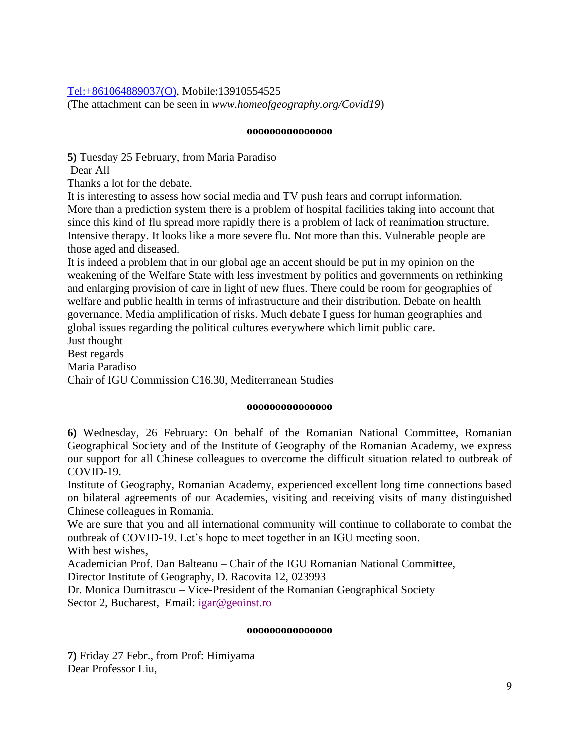Tel:+861064889037(O), Mobile:13910554525
(The attachment can be seen in *www.homeofgeography.org/Covid19*)

**ooooooooooooooo**

**5)** Tuesday 25 February, from Maria Paradiso
Dear All
Thanks a lot for the debate.
It is interesting to assess how social media and TV push fears and corrupt information.
More than a prediction system there is a problem of hospital facilities taking into account that since this kind of flu spread more rapidly there is a problem of lack of reanimation structure. Intensive therapy. It looks like a more severe flu. Not more than this. Vulnerable people are those aged and diseased.
It is indeed a problem that in our global age an accent should be put in my opinion on the weakening of the Welfare State with less investment by politics and governments on rethinking and enlarging provision of care in light of new flues. There could be room for geographies of welfare and public health in terms of infrastructure and their distribution. Debate on health governance. Media amplification of risks. Much debate I guess for human geographies and global issues regarding the political cultures everywhere which limit public care.
Just thought
Best regards
Maria Paradiso
Chair of IGU Commission C16.30, Mediterranean Studies

**ooooooooooooooo**

**6)** Wednesday, 26 February: On behalf of the Romanian National Committee, Romanian Geographical Society and of the Institute of Geography of the Romanian Academy, we express our support for all Chinese colleagues to overcome the difficult situation related to outbreak of COVID-19.
Institute of Geography, Romanian Academy, experienced excellent long time connections based on bilateral agreements of our Academies, visiting and receiving visits of many distinguished Chinese colleagues in Romania.
We are sure that you and all international community will continue to collaborate to combat the outbreak of COVID-19. Let's hope to meet together in an IGU meeting soon.
With best wishes,
Academician Prof. Dan Balteanu – Chair of the IGU Romanian National Committee,
Director Institute of Geography, D. Racovita 12, 023993
Dr. Monica Dumitrascu – Vice-President of the Romanian Geographical Society
Sector 2, Bucharest, Email: igar@geoinst.ro

**ooooooooooooooo**

**7)** Friday 27 Febr., from Prof: Himiyama
Dear Professor Liu,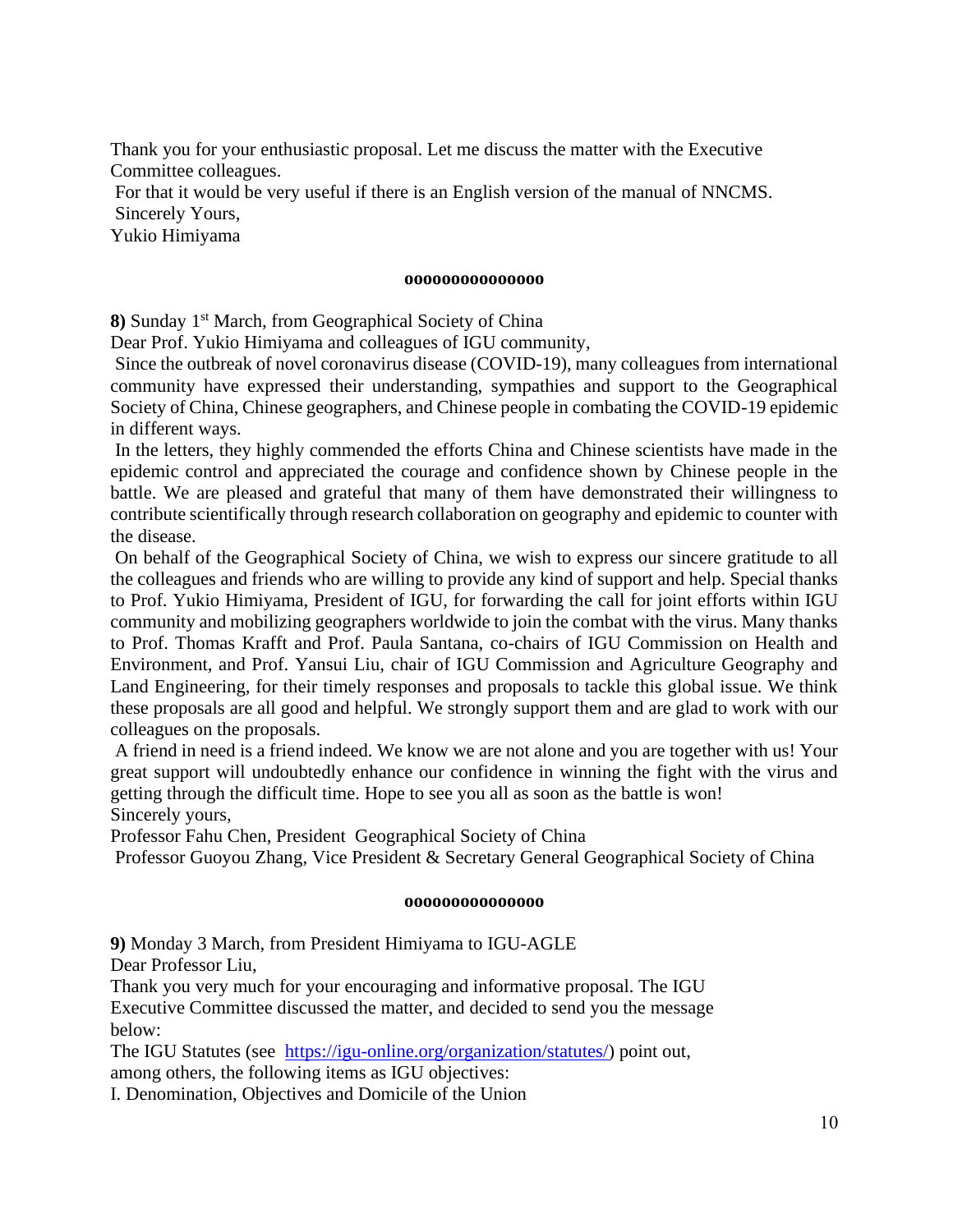Thank you for your enthusiastic proposal. Let me discuss the matter with the Executive Committee colleagues.

For that it would be very useful if there is an English version of the manual of NNCMS.

Sincerely Yours,

Yukio Himiyama

ooooooooooooooo

**8)** Sunday 1st March, from Geographical Society of China

Dear Prof. Yukio Himiyama and colleagues of IGU community,

Since the outbreak of novel coronavirus disease (COVID-19), many colleagues from international community have expressed their understanding, sympathies and support to the Geographical Society of China, Chinese geographers, and Chinese people in combating the COVID-19 epidemic in different ways.

In the letters, they highly commended the efforts China and Chinese scientists have made in the epidemic control and appreciated the courage and confidence shown by Chinese people in the battle. We are pleased and grateful that many of them have demonstrated their willingness to contribute scientifically through research collaboration on geography and epidemic to counter with the disease.

On behalf of the Geographical Society of China, we wish to express our sincere gratitude to all the colleagues and friends who are willing to provide any kind of support and help. Special thanks to Prof. Yukio Himiyama, President of IGU, for forwarding the call for joint efforts within IGU community and mobilizing geographers worldwide to join the combat with the virus. Many thanks to Prof. Thomas Krafft and Prof. Paula Santana, co-chairs of IGU Commission on Health and Environment, and Prof. Yansui Liu, chair of IGU Commission and Agriculture Geography and Land Engineering, for their timely responses and proposals to tackle this global issue. We think these proposals are all good and helpful. We strongly support them and are glad to work with our colleagues on the proposals.

A friend in need is a friend indeed. We know we are not alone and you are together with us! Your great support will undoubtedly enhance our confidence in winning the fight with the virus and getting through the difficult time. Hope to see you all as soon as the battle is won!

Sincerely yours,

Professor Fahu Chen, President Geographical Society of China

Professor Guoyou Zhang, Vice President & Secretary General Geographical Society of China

ooooooooooooooo

**9)** Monday 3 March, from President Himiyama to IGU-AGLE

Dear Professor Liu,

Thank you very much for your encouraging and informative proposal. The IGU Executive Committee discussed the matter, and decided to send you the message below:

The IGU Statutes (see https://igu-online.org/organization/statutes/) point out, among others, the following items as IGU objectives:

I. Denomination, Objectives and Domicile of the Union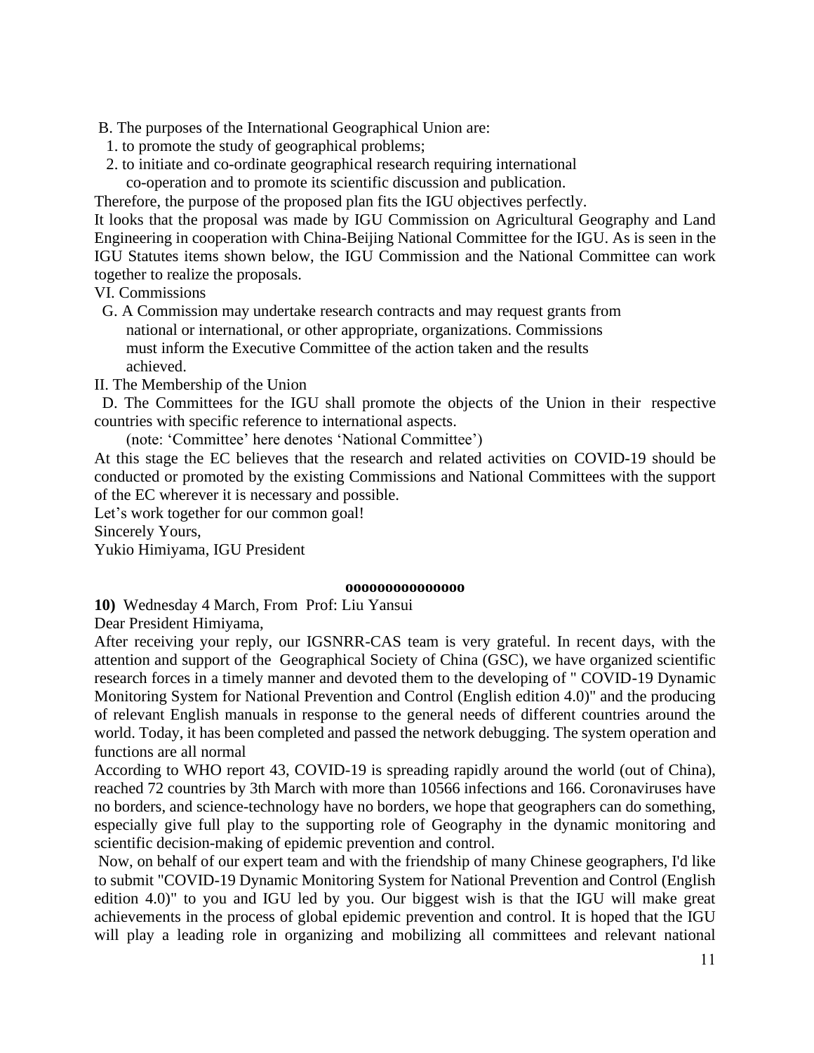B. The purposes of the International Geographical Union are:

1. to promote the study of geographical problems;
2. to initiate and co-ordinate geographical research requiring international co-operation and to promote its scientific discussion and publication.

Therefore, the purpose of the proposed plan fits the IGU objectives perfectly.

It looks that the proposal was made by IGU Commission on Agricultural Geography and Land Engineering in cooperation with China-Beijing National Committee for the IGU. As is seen in the IGU Statutes items shown below, the IGU Commission and the National Committee can work together to realize the proposals.

VI. Commissions

G. A Commission may undertake research contracts and may request grants from national or international, or other appropriate, organizations. Commissions must inform the Executive Committee of the action taken and the results achieved.

II. The Membership of the Union

D. The Committees for the IGU shall promote the objects of the Union in their respective countries with specific reference to international aspects.

(note: 'Committee' here denotes 'National Committee')

At this stage the EC believes that the research and related activities on COVID-19 should be conducted or promoted by the existing Commissions and National Committees with the support of the EC wherever it is necessary and possible.

Let's work together for our common goal!

Sincerely Yours,

Yukio Himiyama, IGU President

**ooooooooooooooo**

**10)** Wednesday 4 March, From Prof: Liu Yansui

Dear President Himiyama,

After receiving your reply, our IGSNRR-CAS team is very grateful. In recent days, with the attention and support of the Geographical Society of China (GSC), we have organized scientific research forces in a timely manner and devoted them to the developing of " COVID-19 Dynamic Monitoring System for National Prevention and Control (English edition 4.0)" and the producing of relevant English manuals in response to the general needs of different countries around the world. Today, it has been completed and passed the network debugging. The system operation and functions are all normal

According to WHO report 43, COVID-19 is spreading rapidly around the world (out of China), reached 72 countries by 3th March with more than 10566 infections and 166. Coronaviruses have no borders, and science-technology have no borders, we hope that geographers can do something, especially give full play to the supporting role of Geography in the dynamic monitoring and scientific decision-making of epidemic prevention and control.

Now, on behalf of our expert team and with the friendship of many Chinese geographers, I'd like to submit "COVID-19 Dynamic Monitoring System for National Prevention and Control (English edition 4.0)" to you and IGU led by you. Our biggest wish is that the IGU will make great achievements in the process of global epidemic prevention and control. It is hoped that the IGU will play a leading role in organizing and mobilizing all committees and relevant national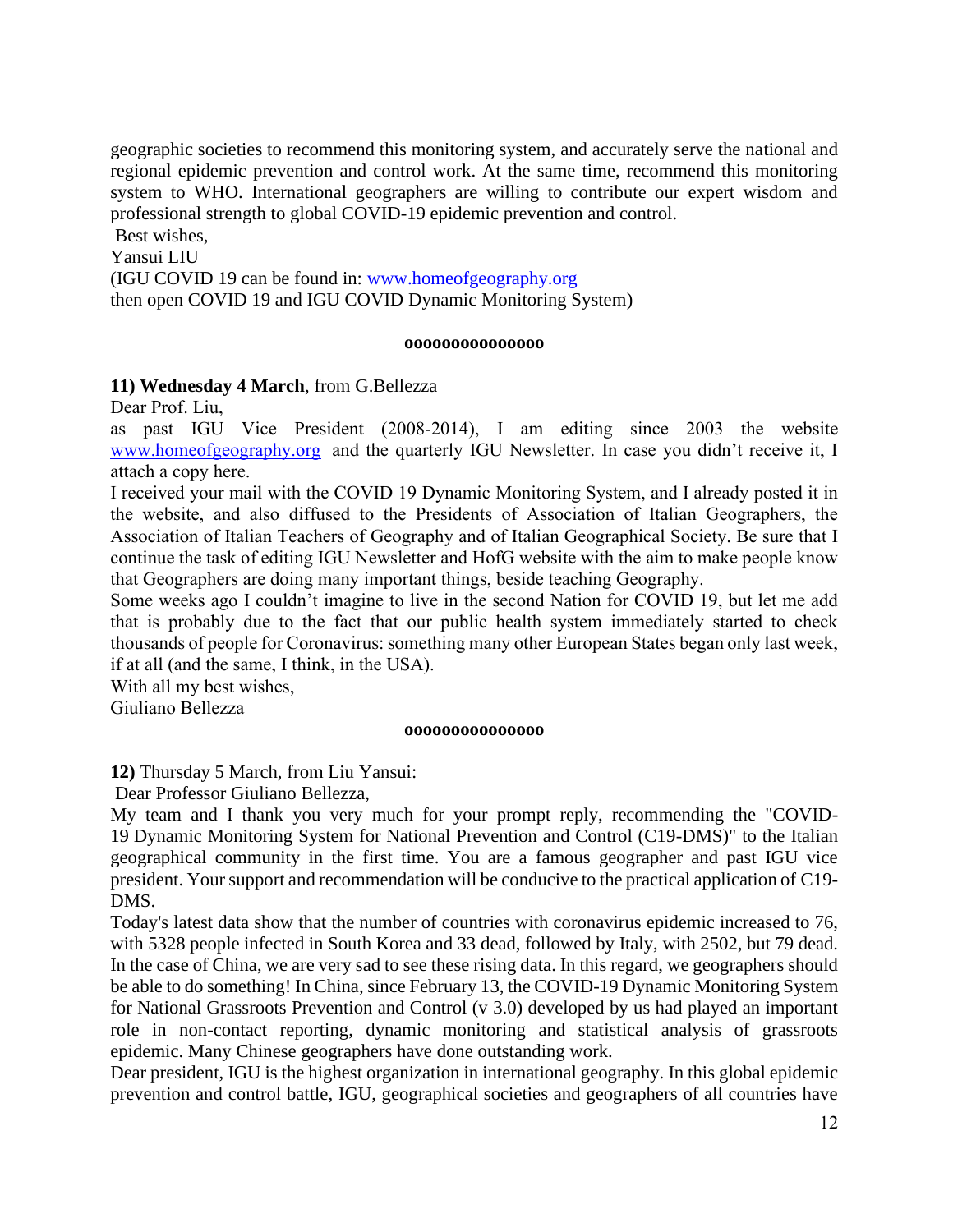geographic societies to recommend this monitoring system, and accurately serve the national and regional epidemic prevention and control work. At the same time, recommend this monitoring system to WHO. International geographers are willing to contribute our expert wisdom and professional strength to global COVID-19 epidemic prevention and control.

Best wishes,

Yansui LIU

(IGU COVID 19 can be found in: www.homeofgeography.org
then open COVID 19 and IGU COVID Dynamic Monitoring System)

ooooooooooooooo

**11) Wednesday 4 March**, from G.Bellezza

Dear Prof. Liu,

as past IGU Vice President (2008-2014), I am editing since 2003 the website www.homeofgeography.org and the quarterly IGU Newsletter. In case you didn't receive it, I attach a copy here.

I received your mail with the COVID 19 Dynamic Monitoring System, and I already posted it in the website, and also diffused to the Presidents of Association of Italian Geographers, the Association of Italian Teachers of Geography and of Italian Geographical Society. Be sure that I continue the task of editing IGU Newsletter and HofG website with the aim to make people know that Geographers are doing many important things, beside teaching Geography.

Some weeks ago I couldn't imagine to live in the second Nation for COVID 19, but let me add that is probably due to the fact that our public health system immediately started to check thousands of people for Coronavirus: something many other European States began only last week, if at all (and the same, I think, in the USA).

With all my best wishes,

Giuliano Bellezza

ooooooooooooooo

**12)** Thursday 5 March, from Liu Yansui:

Dear Professor Giuliano Bellezza,

My team and I thank you very much for your prompt reply, recommending the "COVID-19 Dynamic Monitoring System for National Prevention and Control (C19-DMS)" to the Italian geographical community in the first time. You are a famous geographer and past IGU vice president. Your support and recommendation will be conducive to the practical application of C19-DMS.

Today's latest data show that the number of countries with coronavirus epidemic increased to 76, with 5328 people infected in South Korea and 33 dead, followed by Italy, with 2502, but 79 dead. In the case of China, we are very sad to see these rising data. In this regard, we geographers should be able to do something! In China, since February 13, the COVID-19 Dynamic Monitoring System for National Grassroots Prevention and Control (v 3.0) developed by us had played an important role in non-contact reporting, dynamic monitoring and statistical analysis of grassroots epidemic. Many Chinese geographers have done outstanding work.

Dear president, IGU is the highest organization in international geography. In this global epidemic prevention and control battle, IGU, geographical societies and geographers of all countries have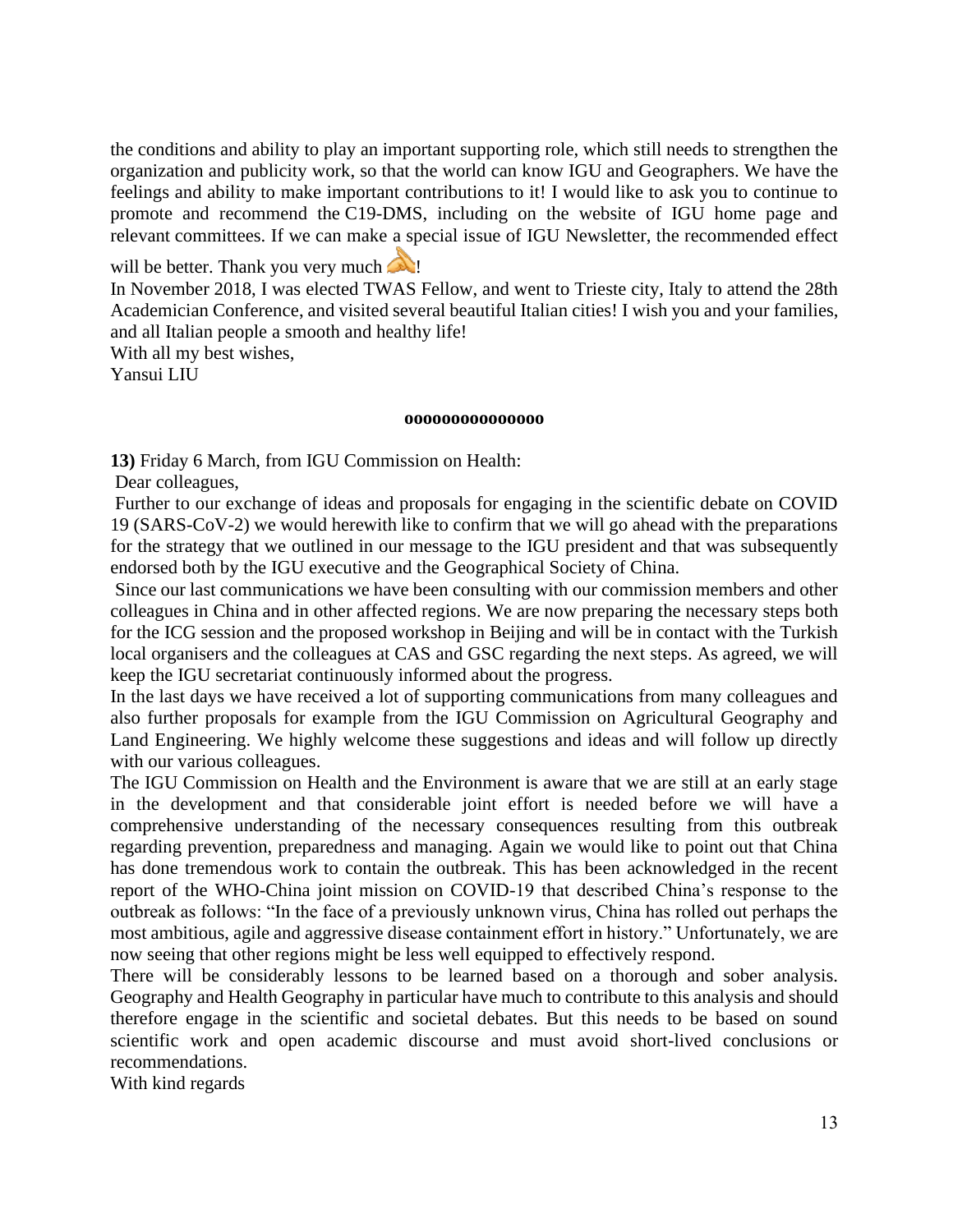the conditions and ability to play an important supporting role, which still needs to strengthen the organization and publicity work, so that the world can know IGU and Geographers. We have the feelings and ability to make important contributions to it! I would like to ask you to continue to promote and recommend the C19-DMS, including on the website of IGU home page and relevant committees. If we can make a special issue of IGU Newsletter, the recommended effect will be better. Thank you very much 🙏!

In November 2018, I was elected TWAS Fellow, and went to Trieste city, Italy to attend the 28th Academician Conference, and visited several beautiful Italian cities! I wish you and your families, and all Italian people a smooth and healthy life!

With all my best wishes,

Yansui LIU

**ooooooooooooooo**

**13)** Friday 6 March, from IGU Commission on Health:

Dear colleagues,

Further to our exchange of ideas and proposals for engaging in the scientific debate on COVID 19 (SARS-CoV-2) we would herewith like to confirm that we will go ahead with the preparations for the strategy that we outlined in our message to the IGU president and that was subsequently endorsed both by the IGU executive and the Geographical Society of China.

Since our last communications we have been consulting with our commission members and other colleagues in China and in other affected regions. We are now preparing the necessary steps both for the ICG session and the proposed workshop in Beijing and will be in contact with the Turkish local organisers and the colleagues at CAS and GSC regarding the next steps. As agreed, we will keep the IGU secretariat continuously informed about the progress.

In the last days we have received a lot of supporting communications from many colleagues and also further proposals for example from the IGU Commission on Agricultural Geography and Land Engineering. We highly welcome these suggestions and ideas and will follow up directly with our various colleagues.

The IGU Commission on Health and the Environment is aware that we are still at an early stage in the development and that considerable joint effort is needed before we will have a comprehensive understanding of the necessary consequences resulting from this outbreak regarding prevention, preparedness and managing. Again we would like to point out that China has done tremendous work to contain the outbreak. This has been acknowledged in the recent report of the WHO-China joint mission on COVID-19 that described China's response to the outbreak as follows: "In the face of a previously unknown virus, China has rolled out perhaps the most ambitious, agile and aggressive disease containment effort in history." Unfortunately, we are now seeing that other regions might be less well equipped to effectively respond.

There will be considerably lessons to be learned based on a thorough and sober analysis. Geography and Health Geography in particular have much to contribute to this analysis and should therefore engage in the scientific and societal debates. But this needs to be based on sound scientific work and open academic discourse and must avoid short-lived conclusions or recommendations.

With kind regards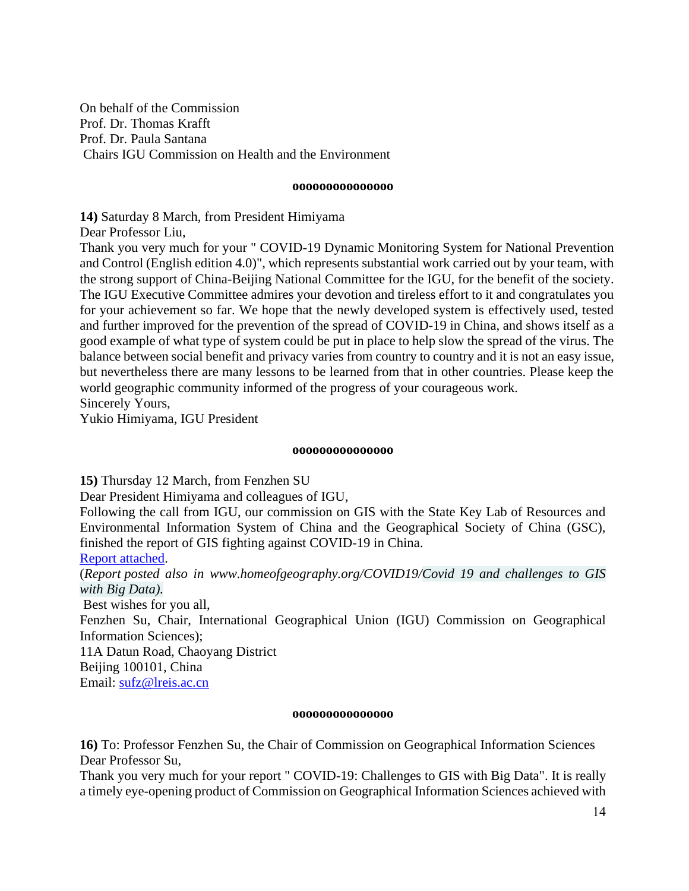On behalf of the Commission
Prof. Dr. Thomas Krafft
Prof. Dr. Paula Santana
Chairs IGU Commission on Health and the Environment

**ooooooooooooooo**

**14)** Saturday 8 March, from President Himiyama
Dear Professor Liu,
Thank you very much for your " COVID-19 Dynamic Monitoring System for National Prevention and Control (English edition 4.0)", which represents substantial work carried out by your team, with the strong support of China-Beijing National Committee for the IGU, for the benefit of the society. The IGU Executive Committee admires your devotion and tireless effort to it and congratulates you for your achievement so far. We hope that the newly developed system is effectively used, tested and further improved for the prevention of the spread of COVID-19 in China, and shows itself as a good example of what type of system could be put in place to help slow the spread of the virus. The balance between social benefit and privacy varies from country to country and it is not an easy issue, but nevertheless there are many lessons to be learned from that in other countries. Please keep the world geographic community informed of the progress of your courageous work.
Sincerely Yours,
Yukio Himiyama, IGU President

**ooooooooooooooo**

**15)** Thursday 12 March, from Fenzhen SU
Dear President Himiyama and colleagues of IGU,
Following the call from IGU, our commission on GIS with the State Key Lab of Resources and Environmental Information System of China and the Geographical Society of China (GSC), finished the report of GIS fighting against COVID-19 in China.
Report attached.
(*Report posted also in www.homeofgeography.org/COVID19/Covid 19 and challenges to GIS with Big Data).*
Best wishes for you all,
Fenzhen Su, Chair, International Geographical Union (IGU) Commission on Geographical Information Sciences);
11A Datun Road, Chaoyang District
Beijing 100101, China
Email: sufz@lreis.ac.cn

**ooooooooooooooo**

**16)** To: Professor Fenzhen Su, the Chair of Commission on Geographical Information Sciences
Dear Professor Su,
Thank you very much for your report " COVID-19: Challenges to GIS with Big Data". It is really a timely eye-opening product of Commission on Geographical Information Sciences achieved with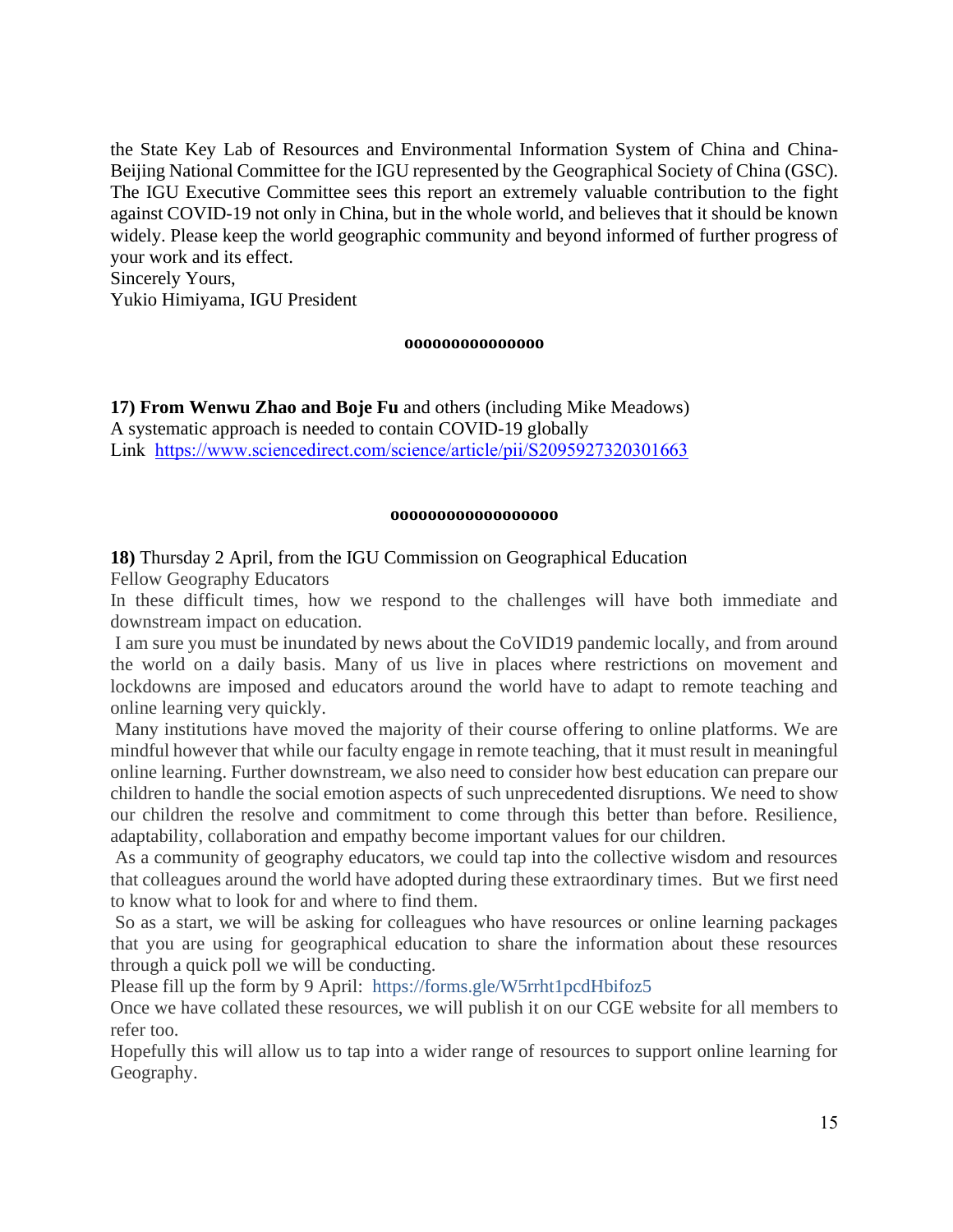the State Key Lab of Resources and Environmental Information System of China and China-Beijing National Committee for the IGU represented by the Geographical Society of China (GSC). The IGU Executive Committee sees this report an extremely valuable contribution to the fight against COVID-19 not only in China, but in the whole world, and believes that it should be known widely. Please keep the world geographic community and beyond informed of further progress of your work and its effect.

Sincerely Yours,
Yukio Himiyama, IGU President

ooooooooooooooo

**17) From Wenwu Zhao and Boje Fu** and others (including Mike Meadows)
A systematic approach is needed to contain COVID-19 globally
Link https://www.sciencedirect.com/science/article/pii/S2095927320301663

oooooooooooooooooo

**18)** Thursday 2 April, from the IGU Commission on Geographical Education

Fellow Geography Educators

In these difficult times, how we respond to the challenges will have both immediate and downstream impact on education.

I am sure you must be inundated by news about the CoVID19 pandemic locally, and from around the world on a daily basis. Many of us live in places where restrictions on movement and lockdowns are imposed and educators around the world have to adapt to remote teaching and online learning very quickly.

Many institutions have moved the majority of their course offering to online platforms. We are mindful however that while our faculty engage in remote teaching, that it must result in meaningful online learning. Further downstream, we also need to consider how best education can prepare our children to handle the social emotion aspects of such unprecedented disruptions. We need to show our children the resolve and commitment to come through this better than before. Resilience, adaptability, collaboration and empathy become important values for our children.

As a community of geography educators, we could tap into the collective wisdom and resources that colleagues around the world have adopted during these extraordinary times. But we first need to know what to look for and where to find them.

So as a start, we will be asking for colleagues who have resources or online learning packages that you are using for geographical education to share the information about these resources through a quick poll we will be conducting.

Please fill up the form by 9 April: https://forms.gle/W5rrht1pcdHbifoz5

Once we have collated these resources, we will publish it on our CGE website for all members to refer too.

Hopefully this will allow us to tap into a wider range of resources to support online learning for Geography.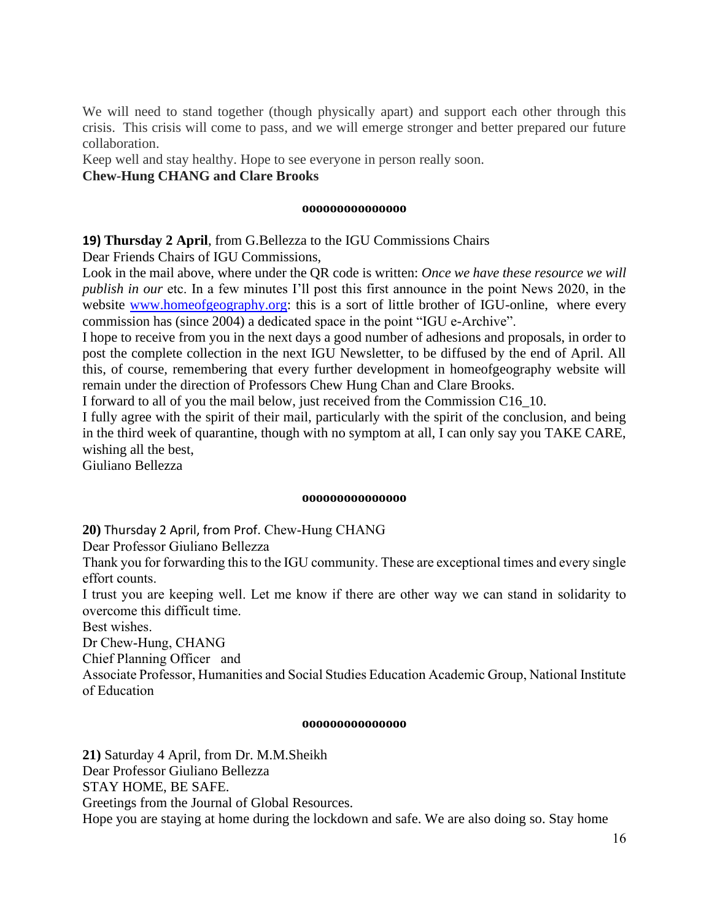We will need to stand together (though physically apart) and support each other through this crisis. This crisis will come to pass, and we will emerge stronger and better prepared our future collaboration.

Keep well and stay healthy. Hope to see everyone in person really soon.

**Chew-Hung CHANG and Clare Brooks**

ooooooooooooooo

**19) Thursday 2 April**, from G.Bellezza to the IGU Commissions Chairs

Dear Friends Chairs of IGU Commissions,

Look in the mail above, where under the QR code is written: *Once we have these resource we will publish in our* etc. In a few minutes I'll post this first announce in the point News 2020, in the website [www.homeofgeography.org](http://www.homeofgeography.org): this is a sort of little brother of IGU-online, where every commission has (since 2004) a dedicated space in the point "IGU e-Archive".

I hope to receive from you in the next days a good number of adhesions and proposals, in order to post the complete collection in the next IGU Newsletter, to be diffused by the end of April. All this, of course, remembering that every further development in homeofgeography website will remain under the direction of Professors Chew Hung Chan and Clare Brooks.

I forward to all of you the mail below, just received from the Commission C16_10.

I fully agree with the spirit of their mail, particularly with the spirit of the conclusion, and being in the third week of quarantine, though with no symptom at all, I can only say you TAKE CARE, wishing all the best,

Giuliano Bellezza

ooooooooooooooo

**20)** Thursday 2 April, from Prof. Chew-Hung CHANG

Dear Professor Giuliano Bellezza

Thank you for forwarding this to the IGU community. These are exceptional times and every single effort counts.

I trust you are keeping well. Let me know if there are other way we can stand in solidarity to overcome this difficult time.

Best wishes.

Dr Chew-Hung, CHANG

Chief Planning Officer and

Associate Professor, Humanities and Social Studies Education Academic Group, National Institute of Education

ooooooooooooooo

**21)** Saturday 4 April, from Dr. M.M.Sheikh

Dear Professor Giuliano Bellezza

STAY HOME, BE SAFE.

Greetings from the Journal of Global Resources.

Hope you are staying at home during the lockdown and safe. We are also doing so. Stay home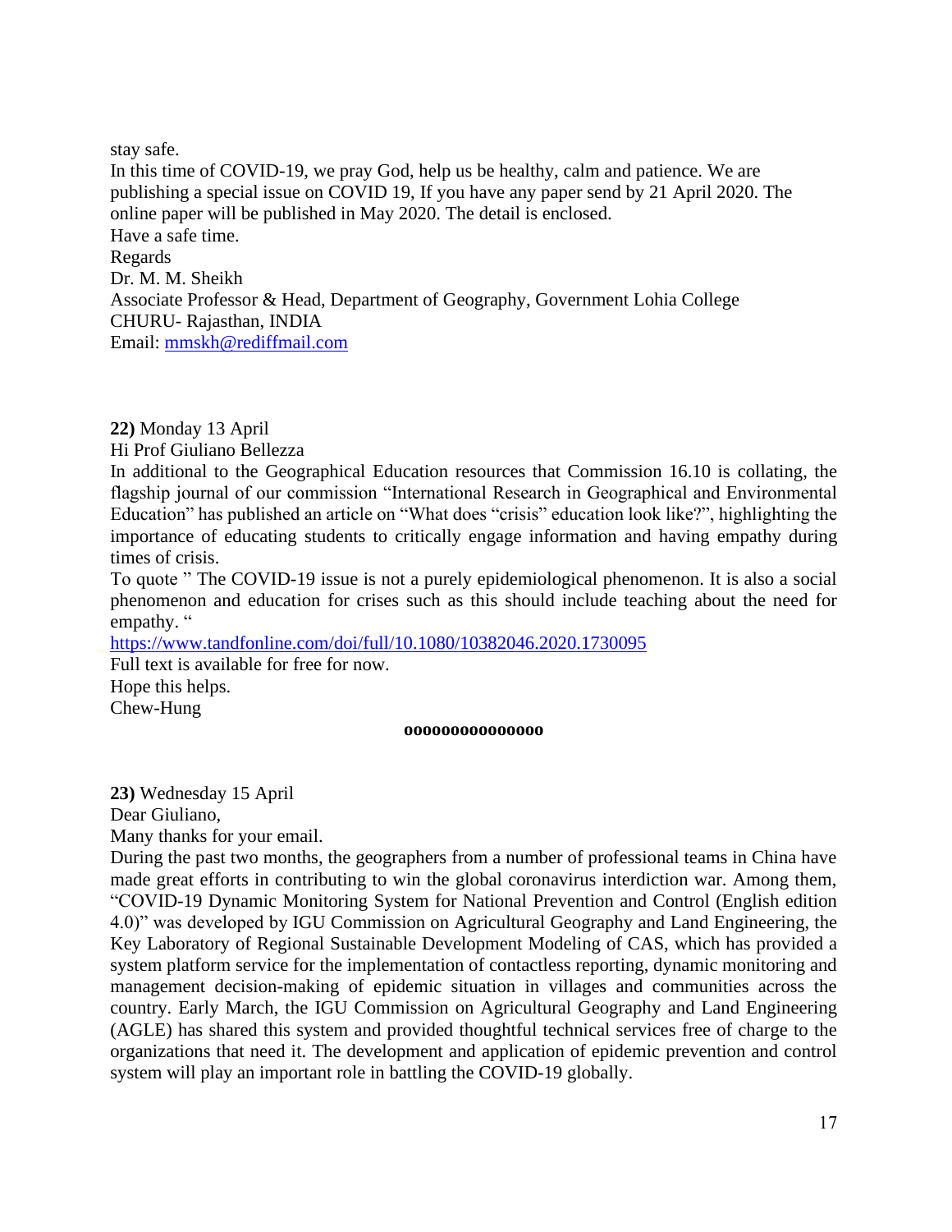stay safe.
In this time of COVID-19, we pray God, help us be healthy, calm and patience. We are publishing a special issue on COVID 19, If you have any paper send by 21 April 2020. The online paper will be published in May 2020. The detail is enclosed.
Have a safe time.
Regards
Dr. M. M. Sheikh
Associate Professor & Head, Department of Geography, Government Lohia College
CHURU- Rajasthan, INDIA
Email: mmskh@rediffmail.com

**22)** Monday 13 April
Hi Prof Giuliano Bellezza
In additional to the Geographical Education resources that Commission 16.10 is collating, the flagship journal of our commission "International Research in Geographical and Environmental Education" has published an article on "What does "crisis" education look like?", highlighting the importance of educating students to critically engage information and having empathy during times of crisis.
To quote " The COVID-19 issue is not a purely epidemiological phenomenon. It is also a social phenomenon and education for crises such as this should include teaching about the need for empathy. "
https://www.tandfonline.com/doi/full/10.1080/10382046.2020.1730095
Full text is available for free for now.
Hope this helps.
Chew-Hung

**ooooooooooooooo**

**23)** Wednesday 15 April
Dear Giuliano,
Many thanks for your email.
During the past two months, the geographers from a number of professional teams in China have made great efforts in contributing to win the global coronavirus interdiction war. Among them, "COVID-19 Dynamic Monitoring System for National Prevention and Control (English edition 4.0)" was developed by IGU Commission on Agricultural Geography and Land Engineering, the Key Laboratory of Regional Sustainable Development Modeling of CAS, which has provided a system platform service for the implementation of contactless reporting, dynamic monitoring and management decision-making of epidemic situation in villages and communities across the country. Early March, the IGU Commission on Agricultural Geography and Land Engineering (AGLE) has shared this system and provided thoughtful technical services free of charge to the organizations that need it. The development and application of epidemic prevention and control system will play an important role in battling the COVID-19 globally.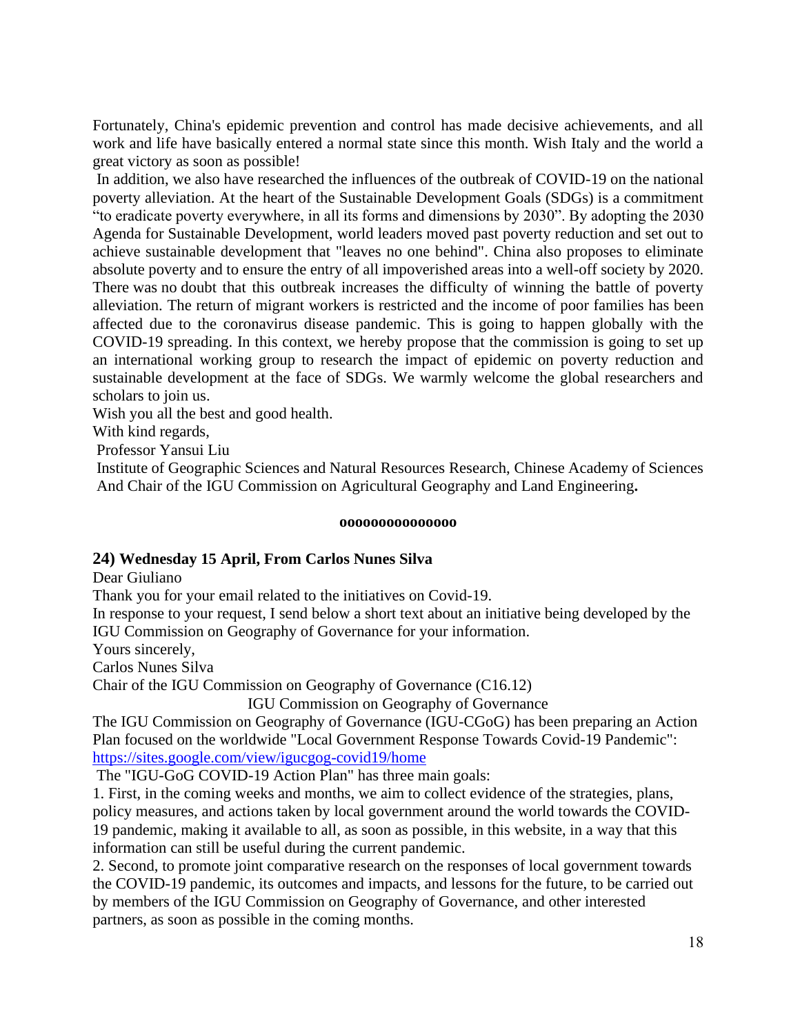Fortunately, China's epidemic prevention and control has made decisive achievements, and all work and life have basically entered a normal state since this month. Wish Italy and the world a great victory as soon as possible!

In addition, we also have researched the influences of the outbreak of COVID-19 on the national poverty alleviation. At the heart of the Sustainable Development Goals (SDGs) is a commitment "to eradicate poverty everywhere, in all its forms and dimensions by 2030". By adopting the 2030 Agenda for Sustainable Development, world leaders moved past poverty reduction and set out to achieve sustainable development that "leaves no one behind". China also proposes to eliminate absolute poverty and to ensure the entry of all impoverished areas into a well-off society by 2020. There was no doubt that this outbreak increases the difficulty of winning the battle of poverty alleviation. The return of migrant workers is restricted and the income of poor families has been affected due to the coronavirus disease pandemic. This is going to happen globally with the COVID-19 spreading. In this context, we hereby propose that the commission is going to set up an international working group to research the impact of epidemic on poverty reduction and sustainable development at the face of SDGs. We warmly welcome the global researchers and scholars to join us.

Wish you all the best and good health.

With kind regards,

Professor Yansui Liu

Institute of Geographic Sciences and Natural Resources Research, Chinese Academy of Sciences And Chair of the IGU Commission on Agricultural Geography and Land Engineering**.**

ooooooooooooooo

### 24) Wednesday 15 April, From Carlos Nunes Silva

Dear Giuliano

Thank you for your email related to the initiatives on Covid-19.

In response to your request, I send below a short text about an initiative being developed by the IGU Commission on Geography of Governance for your information.

Yours sincerely,

Carlos Nunes Silva

Chair of the IGU Commission on Geography of Governance (C16.12)

IGU Commission on Geography of Governance

The IGU Commission on Geography of Governance (IGU-CGoG) has been preparing an Action Plan focused on the worldwide "Local Government Response Towards Covid-19 Pandemic": https://sites.google.com/view/igucgog-covid19/home

The "IGU-GoG COVID-19 Action Plan" has three main goals:

1. First, in the coming weeks and months, we aim to collect evidence of the strategies, plans, policy measures, and actions taken by local government around the world towards the COVID-19 pandemic, making it available to all, as soon as possible, in this website, in a way that this information can still be useful during the current pandemic.
2. Second, to promote joint comparative research on the responses of local government towards the COVID-19 pandemic, its outcomes and impacts, and lessons for the future, to be carried out by members of the IGU Commission on Geography of Governance, and other interested partners, as soon as possible in the coming months.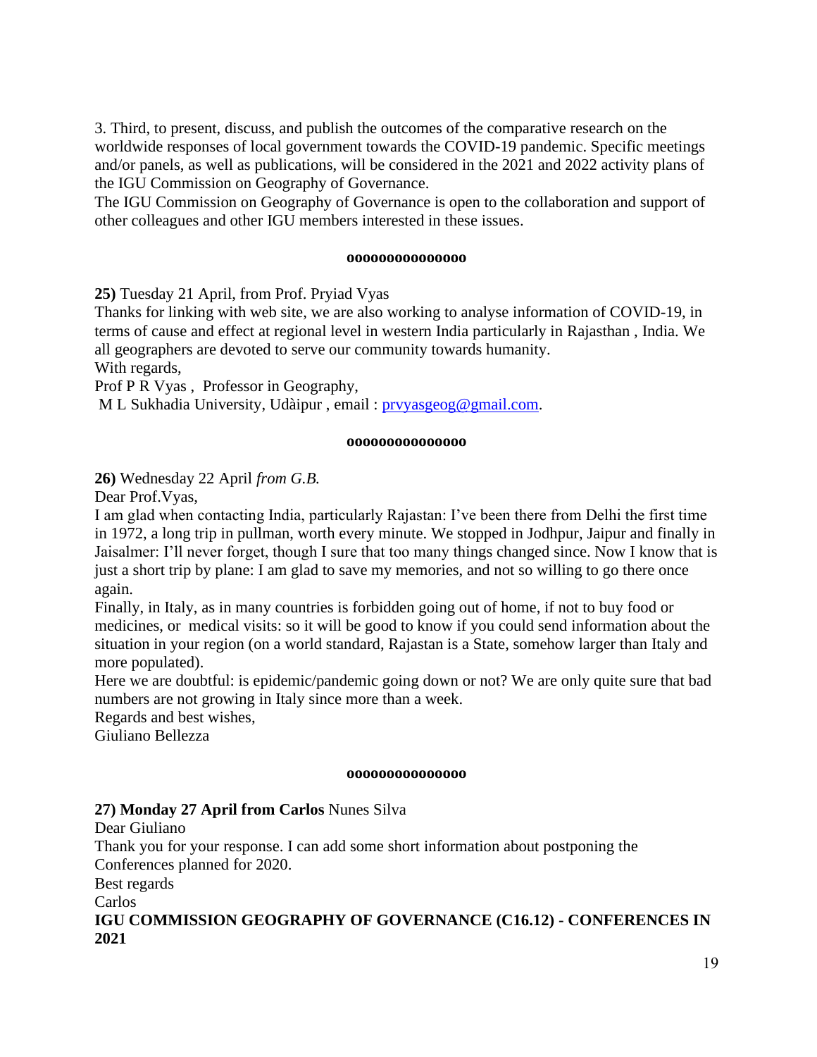3. Third, to present, discuss, and publish the outcomes of the comparative research on the worldwide responses of local government towards the COVID-19 pandemic. Specific meetings and/or panels, as well as publications, will be considered in the 2021 and 2022 activity plans of the IGU Commission on Geography of Governance.

The IGU Commission on Geography of Governance is open to the collaboration and support of other colleagues and other IGU members interested in these issues.

**ooooooooooooooo**

**25)** Tuesday 21 April, from Prof. Pryiad Vyas

Thanks for linking with web site, we are also working to analyse information of COVID-19, in terms of cause and effect at regional level in western India particularly in Rajasthan , India. We all geographers are devoted to serve our community towards humanity.

With regards,

Prof P R Vyas , Professor in Geography,

M L Sukhadia University, Udàipur , email : prvyasgeog@gmail.com.

**ooooooooooooooo**

**26)** Wednesday 22 April *from G.B.*

Dear Prof.Vyas,

I am glad when contacting India, particularly Rajastan: I've been there from Delhi the first time in 1972, a long trip in pullman, worth every minute. We stopped in Jodhpur, Jaipur and finally in Jaisalmer: I'll never forget, though I sure that too many things changed since. Now I know that is just a short trip by plane: I am glad to save my memories, and not so willing to go there once again.

Finally, in Italy, as in many countries is forbidden going out of home, if not to buy food or medicines, or medical visits: so it will be good to know if you could send information about the situation in your region (on a world standard, Rajastan is a State, somehow larger than Italy and more populated).

Here we are doubtful: is epidemic/pandemic going down or not? We are only quite sure that bad numbers are not growing in Italy since more than a week.

Regards and best wishes,

Giuliano Bellezza

**ooooooooooooooo**

**27) Monday 27 April from Carlos** Nunes Silva

Dear Giuliano

Thank you for your response. I can add some short information about postponing the Conferences planned for 2020.

Best regards

Carlos

**IGU COMMISSION GEOGRAPHY OF GOVERNANCE (C16.12) - CONFERENCES IN 2021**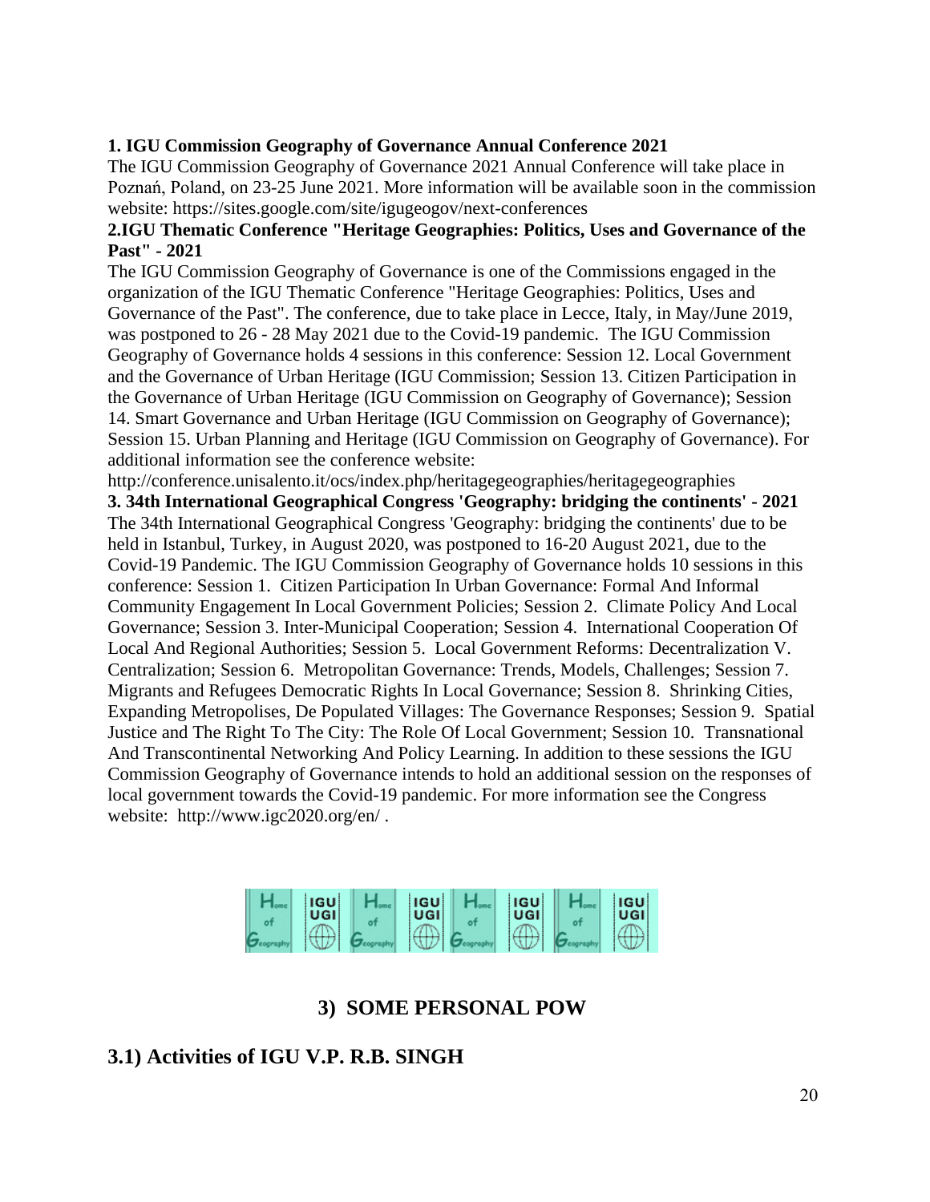**1. IGU Commission Geography of Governance Annual Conference 2021**

The IGU Commission Geography of Governance 2021 Annual Conference will take place in Poznań, Poland, on 23-25 June 2021. More information will be available soon in the commission website: https://sites.google.com/site/igugeogov/next-conferences

**2.IGU Thematic Conference "Heritage Geographies: Politics, Uses and Governance of the Past" - 2021**

The IGU Commission Geography of Governance is one of the Commissions engaged in the organization of the IGU Thematic Conference "Heritage Geographies: Politics, Uses and Governance of the Past". The conference, due to take place in Lecce, Italy, in May/June 2019, was postponed to 26 - 28 May 2021 due to the Covid-19 pandemic. The IGU Commission Geography of Governance holds 4 sessions in this conference: Session 12. Local Government and the Governance of Urban Heritage (IGU Commission; Session 13. Citizen Participation in the Governance of Urban Heritage (IGU Commission on Geography of Governance); Session 14. Smart Governance and Urban Heritage (IGU Commission on Geography of Governance); Session 15. Urban Planning and Heritage (IGU Commission on Geography of Governance). For additional information see the conference website: http://conference.unisalento.it/ocs/index.php/heritagegeographies/heritagegeographies

**3. 34th International Geographical Congress 'Geography: bridging the continents' - 2021**

The 34th International Geographical Congress 'Geography: bridging the continents' due to be held in Istanbul, Turkey, in August 2020, was postponed to 16-20 August 2021, due to the Covid-19 Pandemic. The IGU Commission Geography of Governance holds 10 sessions in this conference: Session 1. Citizen Participation In Urban Governance: Formal And Informal Community Engagement In Local Government Policies; Session 2. Climate Policy And Local Governance; Session 3. Inter-Municipal Cooperation; Session 4. International Cooperation Of Local And Regional Authorities; Session 5. Local Government Reforms: Decentralization V. Centralization; Session 6. Metropolitan Governance: Trends, Models, Challenges; Session 7. Migrants and Refugees Democratic Rights In Local Governance; Session 8. Shrinking Cities, Expanding Metropolises, De Populated Villages: The Governance Responses; Session 9. Spatial Justice and The Right To The City: The Role Of Local Government; Session 10. Transnational And Transcontinental Networking And Policy Learning. In addition to these sessions the IGU Commission Geography of Governance intends to hold an additional session on the responses of local government towards the Covid-19 pandemic. For more information see the Congress website: http://www.igc2020.org/en/ .

## 3) SOME PERSONAL POW

### 3.1) Activities of IGU V.P. R.B. SINGH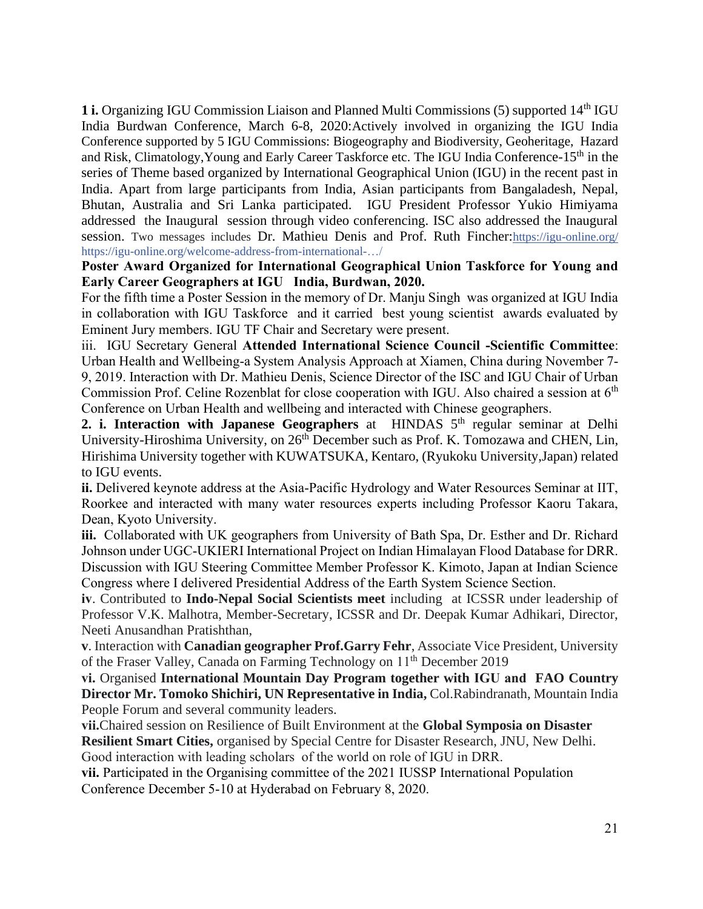**1 i.** Organizing IGU Commission Liaison and Planned Multi Commissions (5) supported 14th IGU India Burdwan Conference, March 6-8, 2020:Actively involved in organizing the IGU India Conference supported by 5 IGU Commissions: Biogeography and Biodiversity, Geoheritage, Hazard and Risk, Climatology,Young and Early Career Taskforce etc. The IGU India Conference-15th in the series of Theme based organized by International Geographical Union (IGU) in the recent past in India. Apart from large participants from India, Asian participants from Bangaladesh, Nepal, Bhutan, Australia and Sri Lanka participated. IGU President Professor Yukio Himiyama addressed the Inaugural session through video conferencing. ISC also addressed the Inaugural session. Two messages includes Dr. Mathieu Denis and Prof. Ruth Fincher:https://igu-online.org/ https://igu-online.org/welcome-address-from-international-…/

**Poster Award Organized for International Geographical Union Taskforce for Young and Early Career Geographers at IGU India, Burdwan, 2020.**

For the fifth time a Poster Session in the memory of Dr. Manju Singh was organized at IGU India in collaboration with IGU Taskforce and it carried best young scientist awards evaluated by Eminent Jury members. IGU TF Chair and Secretary were present.

iii. IGU Secretary General **Attended International Science Council -Scientific Committee**: Urban Health and Wellbeing-a System Analysis Approach at Xiamen, China during November 7-9, 2019. Interaction with Dr. Mathieu Denis, Science Director of the ISC and IGU Chair of Urban Commission Prof. Celine Rozenblat for close cooperation with IGU. Also chaired a session at 6th Conference on Urban Health and wellbeing and interacted with Chinese geographers.

**2. i. Interaction with Japanese Geographers** at HINDAS 5th regular seminar at Delhi University-Hiroshima University, on 26th December such as Prof. K. Tomozawa and CHEN, Lin, Hirishima University together with KUWATSUKA, Kentaro, (Ryukoku University,Japan) related to IGU events.

**ii.** Delivered keynote address at the Asia-Pacific Hydrology and Water Resources Seminar at IIT, Roorkee and interacted with many water resources experts including Professor Kaoru Takara, Dean, Kyoto University.

**iii.** Collaborated with UK geographers from University of Bath Spa, Dr. Esther and Dr. Richard Johnson under UGC-UKIERI International Project on Indian Himalayan Flood Database for DRR. Discussion with IGU Steering Committee Member Professor K. Kimoto, Japan at Indian Science Congress where I delivered Presidential Address of the Earth System Science Section.

**iv**. Contributed to **Indo-Nepal Social Scientists meet** including at ICSSR under leadership of Professor V.K. Malhotra, Member-Secretary, ICSSR and Dr. Deepak Kumar Adhikari, Director, Neeti Anusandhan Pratishthan,

**v**. Interaction with **Canadian geographer Prof.Garry Fehr**, Associate Vice President, University of the Fraser Valley, Canada on Farming Technology on 11th December 2019

**vi.** Organised **International Mountain Day Program together with IGU and FAO Country Director Mr. Tomoko Shichiri, UN Representative in India,** Col.Rabindranath, Mountain India People Forum and several community leaders.

**vii.**Chaired session on Resilience of Built Environment at the **Global Symposia on Disaster Resilient Smart Cities,** organised by Special Centre for Disaster Research, JNU, New Delhi. Good interaction with leading scholars of the world on role of IGU in DRR.

**vii.** Participated in the Organising committee of the 2021 IUSSP International Population Conference December 5-10 at Hyderabad on February 8, 2020.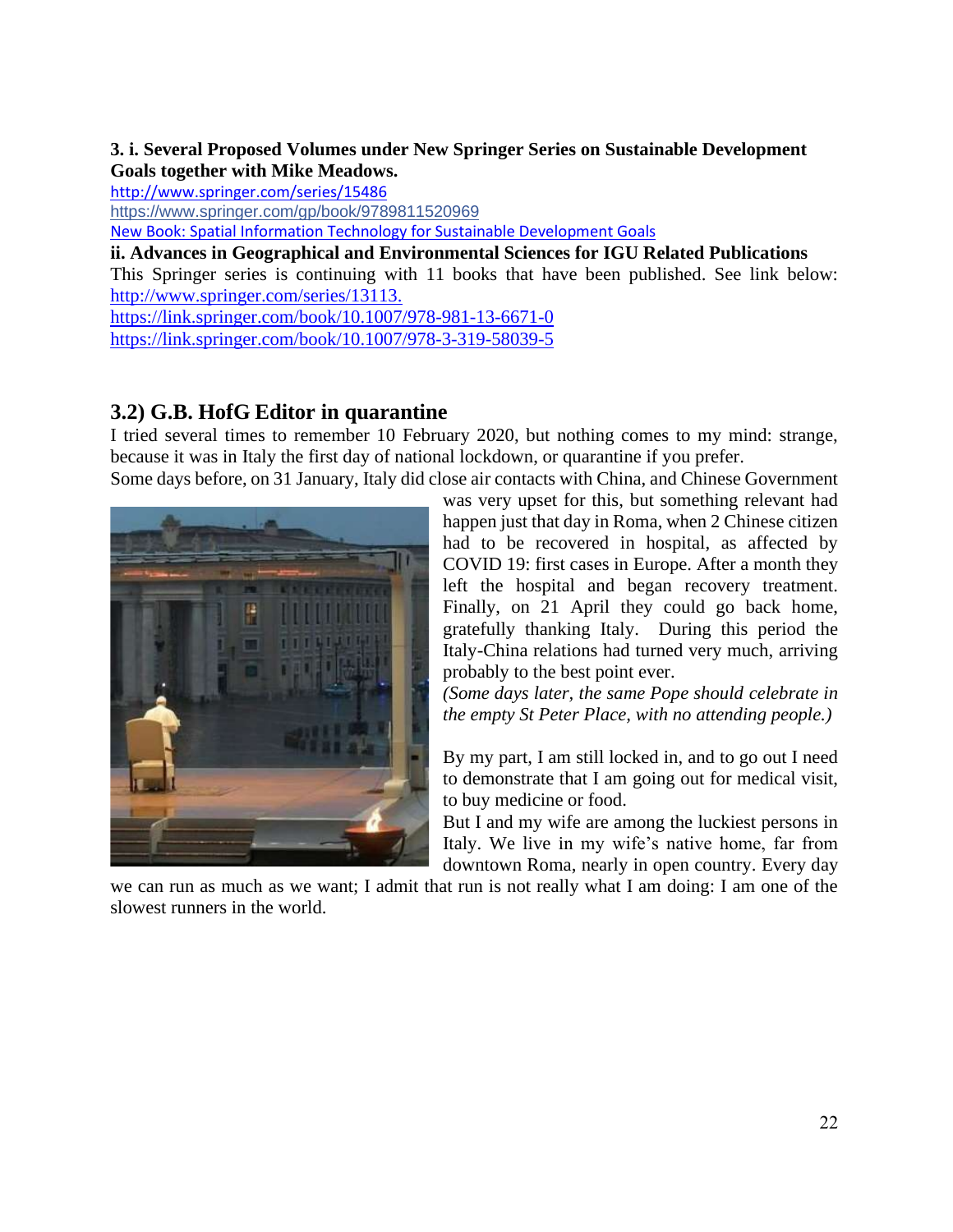**3. i. Several Proposed Volumes under New Springer Series on Sustainable Development Goals together with Mike Meadows.**

http://www.springer.com/series/15486

https://www.springer.com/gp/book/9789811520969

New Book: Spatial Information Technology for Sustainable Development Goals

**ii. Advances in Geographical and Environmental Sciences for IGU Related Publications**

This Springer series is continuing with 11 books that have been published. See link below: http://www.springer.com/series/13113.

https://link.springer.com/book/10.1007/978-981-13-6671-0

https://link.springer.com/book/10.1007/978-3-319-58039-5

## 3.2) G.B. HofG Editor in quarantine

I tried several times to remember 10 February 2020, but nothing comes to my mind: strange, because it was in Italy the first day of national lockdown, or quarantine if you prefer.

Some days before, on 31 January, Italy did close air contacts with China, and Chinese Government was very upset for this, but something relevant had happen just that day in Roma, when 2 Chinese citizen had to be recovered in hospital, as affected by COVID 19: first cases in Europe. After a month they left the hospital and began recovery treatment. Finally, on 21 April they could go back home, gratefully thanking Italy. During this period the Italy-China relations had turned very much, arriving probably to the best point ever.

*(Some days later, the same Pope should celebrate in the empty St Peter Place, with no attending people.)*

By my part, I am still locked in, and to go out I need to demonstrate that I am going out for medical visit, to buy medicine or food.

But I and my wife are among the luckiest persons in Italy. We live in my wife's native home, far from downtown Roma, nearly in open country. Every day we can run as much as we want; I admit that run is not really what I am doing: I am one of the slowest runners in the world.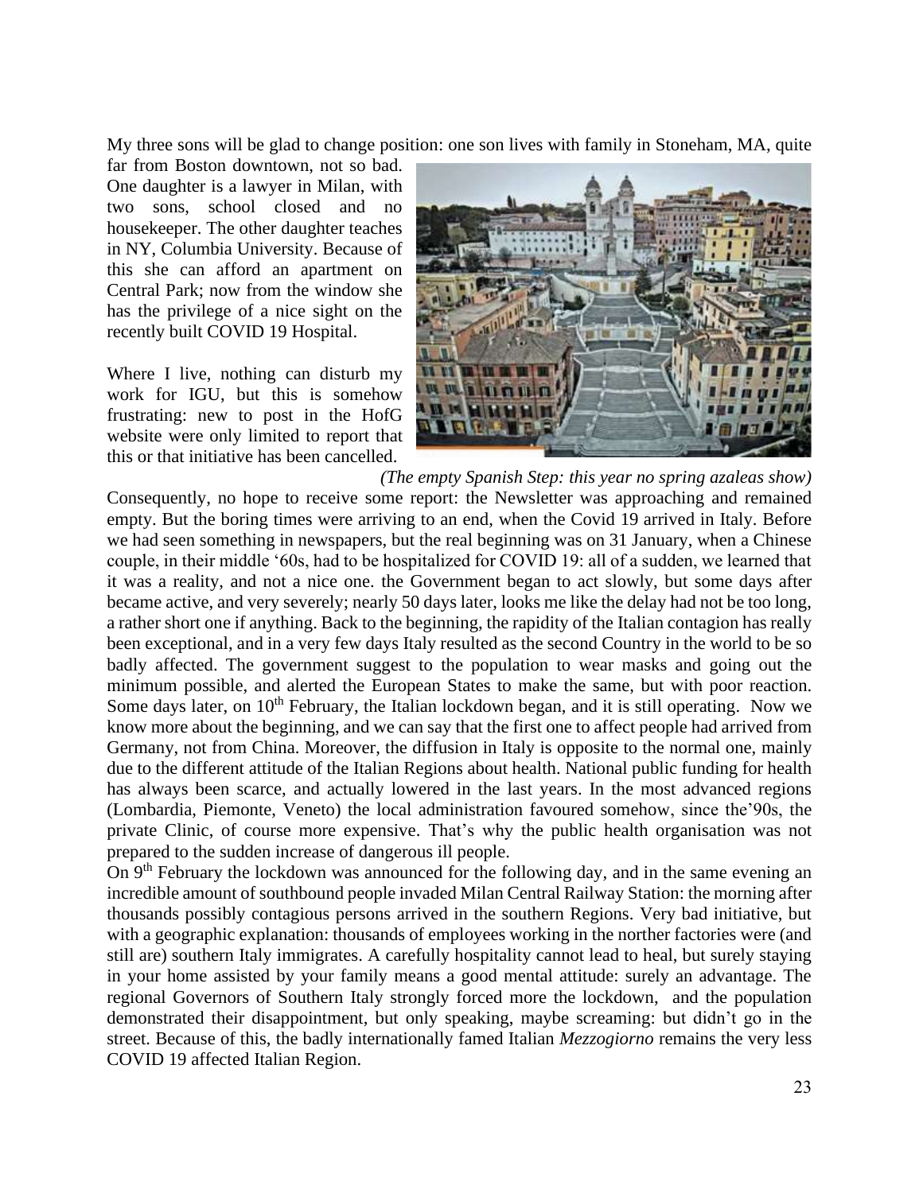My three sons will be glad to change position: one son lives with family in Stoneham, MA, quite far from Boston downtown, not so bad. One daughter is a lawyer in Milan, with two sons, school closed and no housekeeper. The other daughter teaches in NY, Columbia University. Because of this she can afford an apartment on Central Park; now from the window she has the privilege of a nice sight on the recently built COVID 19 Hospital.

Where I live, nothing can disturb my work for IGU, but this is somehow frustrating: new to post in the HofG website were only limited to report that this or that initiative has been cancelled.

*(The empty Spanish Step: this year no spring azaleas show)*

Consequently, no hope to receive some report: the Newsletter was approaching and remained empty. But the boring times were arriving to an end, when the Covid 19 arrived in Italy. Before we had seen something in newspapers, but the real beginning was on 31 January, when a Chinese couple, in their middle '60s, had to be hospitalized for COVID 19: all of a sudden, we learned that it was a reality, and not a nice one. the Government began to act slowly, but some days after became active, and very severely; nearly 50 days later, looks me like the delay had not be too long, a rather short one if anything. Back to the beginning, the rapidity of the Italian contagion has really been exceptional, and in a very few days Italy resulted as the second Country in the world to be so badly affected. The government suggest to the population to wear masks and going out the minimum possible, and alerted the European States to make the same, but with poor reaction. Some days later, on 10th February, the Italian lockdown began, and it is still operating. Now we know more about the beginning, and we can say that the first one to affect people had arrived from Germany, not from China. Moreover, the diffusion in Italy is opposite to the normal one, mainly due to the different attitude of the Italian Regions about health. National public funding for health has always been scarce, and actually lowered in the last years. In the most advanced regions (Lombardia, Piemonte, Veneto) the local administration favoured somehow, since the'90s, the private Clinic, of course more expensive. That's why the public health organisation was not prepared to the sudden increase of dangerous ill people.

On 9th February the lockdown was announced for the following day, and in the same evening an incredible amount of southbound people invaded Milan Central Railway Station: the morning after thousands possibly contagious persons arrived in the southern Regions. Very bad initiative, but with a geographic explanation: thousands of employees working in the norther factories were (and still are) southern Italy immigrates. A carefully hospitality cannot lead to heal, but surely staying in your home assisted by your family means a good mental attitude: surely an advantage. The regional Governors of Southern Italy strongly forced more the lockdown, and the population demonstrated their disappointment, but only speaking, maybe screaming: but didn't go in the street. Because of this, the badly internationally famed Italian *Mezzogiorno* remains the very less COVID 19 affected Italian Region.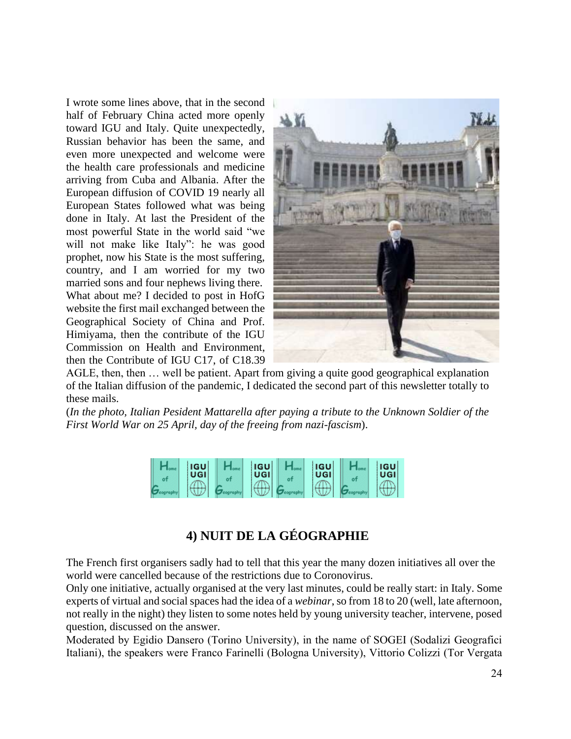I wrote some lines above, that in the second half of February China acted more openly toward IGU and Italy. Quite unexpectedly, Russian behavior has been the same, and even more unexpected and welcome were the health care professionals and medicine arriving from Cuba and Albania. After the European diffusion of COVID 19 nearly all European States followed what was being done in Italy. At last the President of the most powerful State in the world said "we will not make like Italy": he was good prophet, now his State is the most suffering, country, and I am worried for my two married sons and four nephews living there. What about me? I decided to post in HofG website the first mail exchanged between the Geographical Society of China and Prof. Himiyama, then the contribute of the IGU Commission on Health and Environment, then the Contribute of IGU C17, of C18.39 AGLE, then, then … well be patient. Apart from giving a quite good geographical explanation of the Italian diffusion of the pandemic, I dedicated the second part of this newsletter totally to these mails.

(*In the photo, Italian Pesident Mattarella after paying a tribute to the Unknown Soldier of the First World War on 25 April, day of the freeing from nazi-fascism*).

## 4) NUIT DE LA GÉOGRAPHIE

The French first organisers sadly had to tell that this year the many dozen initiatives all over the world were cancelled because of the restrictions due to Coronovirus.

Only one initiative, actually organised at the very last minutes, could be really start: in Italy. Some experts of virtual and social spaces had the idea of a *webinar*, so from 18 to 20 (well, late afternoon, not really in the night) they listen to some notes held by young university teacher, intervene, posed question, discussed on the answer.

Moderated by Egidio Dansero (Torino University), in the name of SOGEI (Sodalizi Geografici Italiani), the speakers were Franco Farinelli (Bologna University), Vittorio Colizzi (Tor Vergata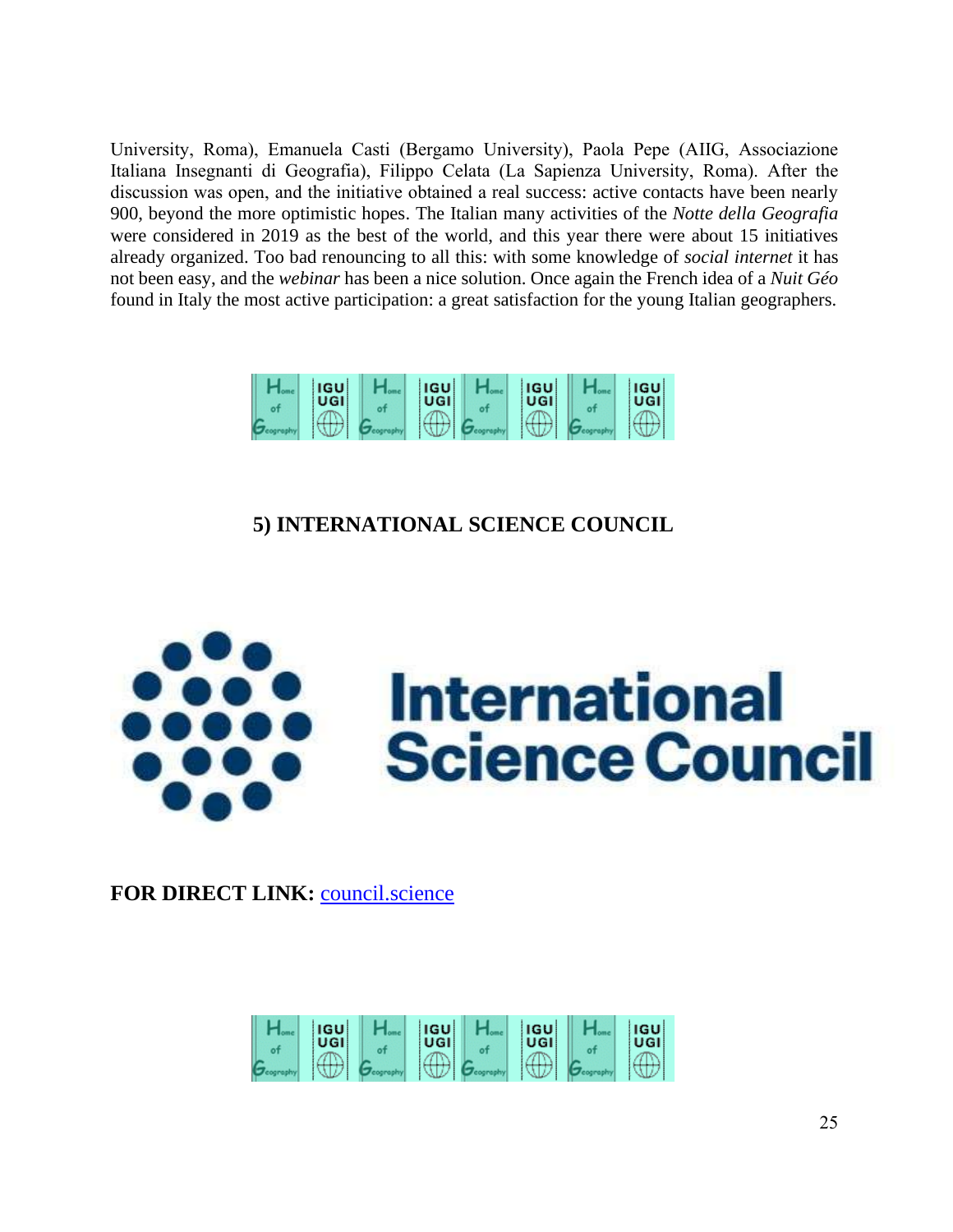University, Roma), Emanuela Casti (Bergamo University), Paola Pepe (AIIG, Associazione Italiana Insegnanti di Geografia), Filippo Celata (La Sapienza University, Roma). After the discussion was open, and the initiative obtained a real success: active contacts have been nearly 900, beyond the more optimistic hopes. The Italian many activities of the *Notte della Geografia* were considered in 2019 as the best of the world, and this year there were about 15 initiatives already organized. Too bad renouncing to all this: with some knowledge of *social internet* it has not been easy, and the *webinar* has been a nice solution. Once again the French idea of a *Nuit Géo* found in Italy the most active participation: a great satisfaction for the young Italian geographers.

## 5) INTERNATIONAL SCIENCE COUNCIL

International Science Council

**FOR DIRECT LINK:** [council.science](council.science)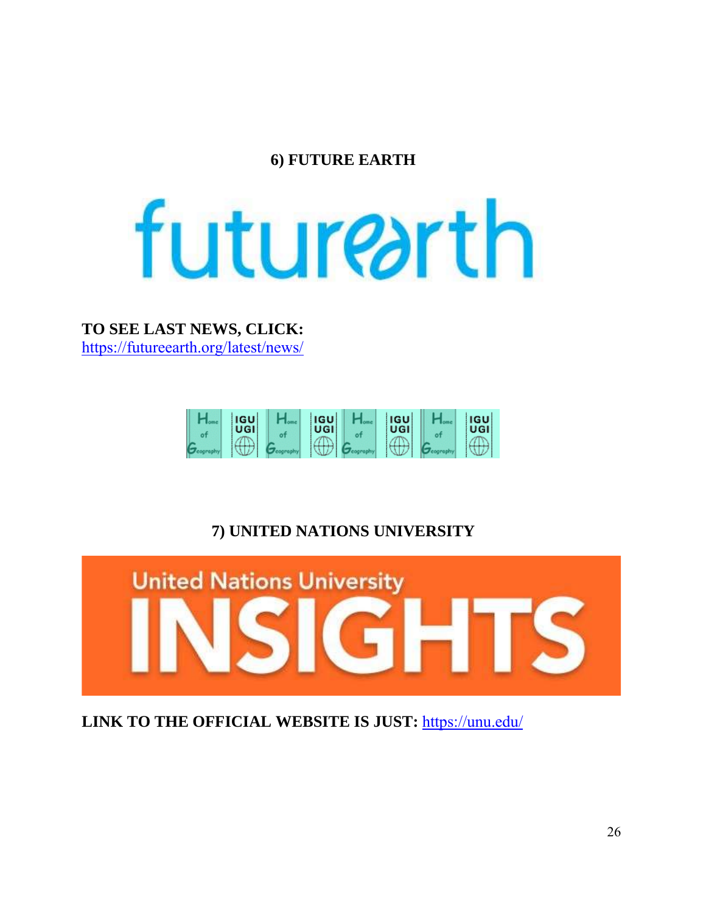## 6) FUTURE EARTH

**TO SEE LAST NEWS, CLICK:**
https://futureearth.org/latest/news/

## 7) UNITED NATIONS UNIVERSITY

**LINK TO THE OFFICIAL WEBSITE IS JUST:** https://unu.edu/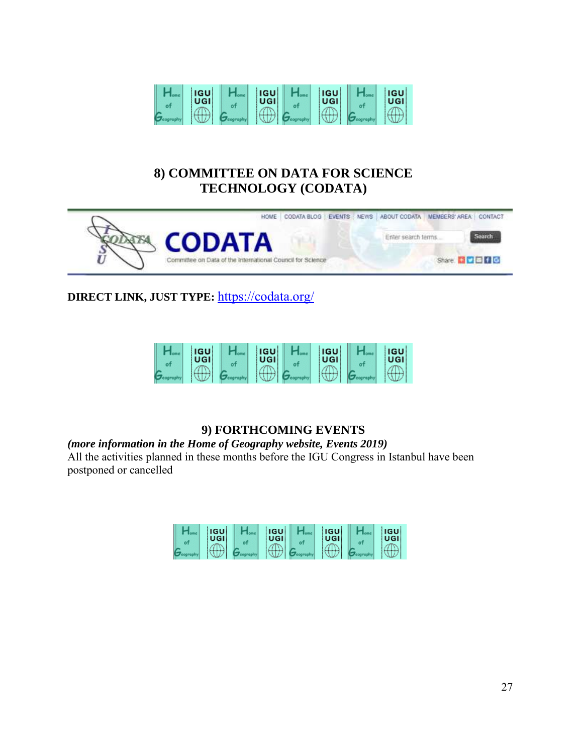## 8) COMMITTEE ON DATA FOR SCIENCE TECHNOLOGY (CODATA)

**DIRECT LINK, JUST TYPE:** https://codata.org/

## 9) FORTHCOMING EVENTS

***(more information in the Home of Geography website, Events 2019)***

All the activities planned in these months before the IGU Congress in Istanbul have been postponed or cancelled